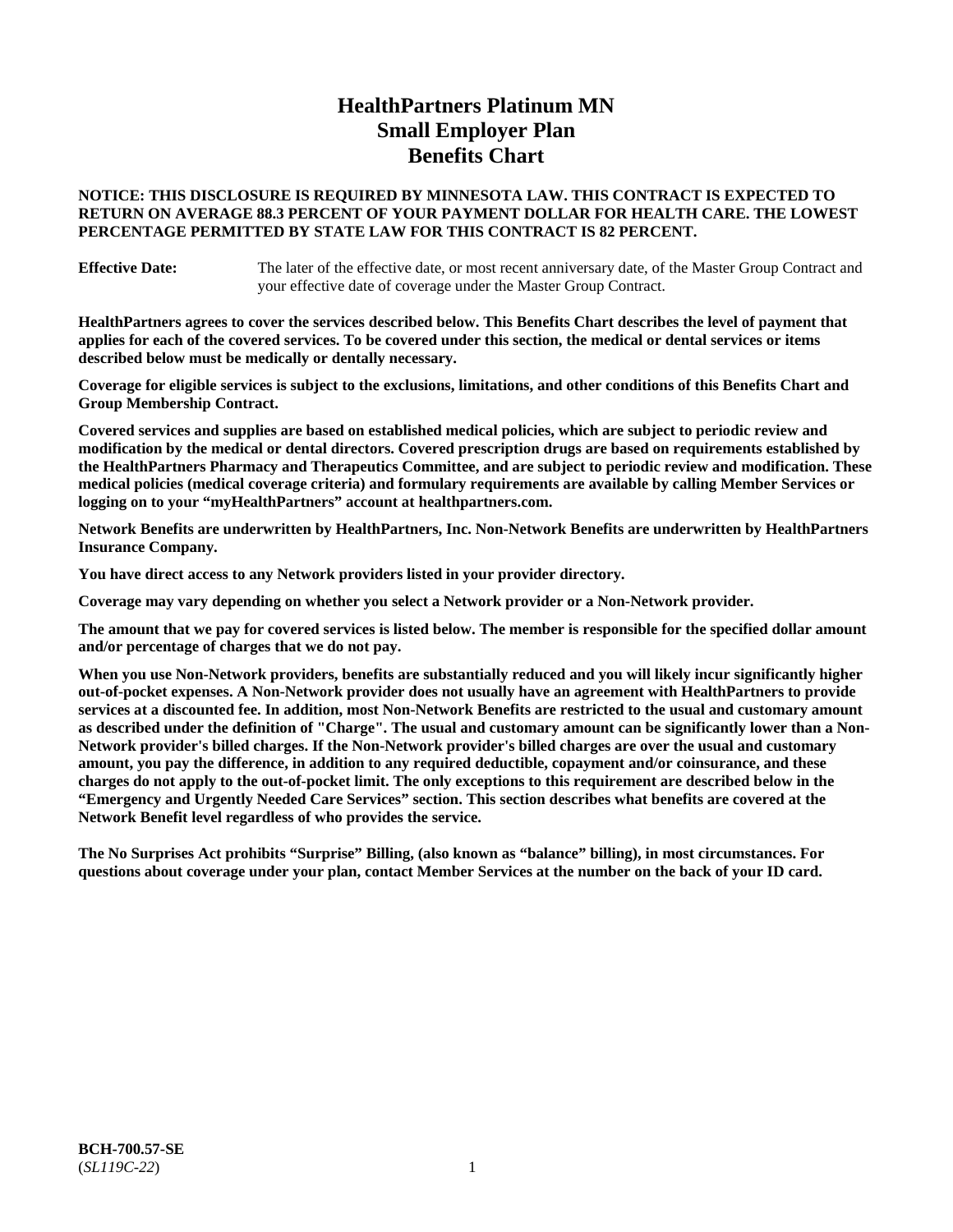# HealthPartners Platinum MN Small Employer Plan Benefits Chart

**NOTICE: THIS DISCLOSURE IS REQUIRED BY MINNESOTA LAW. THIS CONTRACT IS EXPECTED TO RETURN ON AVERAGE 88.3 PERCENT OF YOUR PAYMENT DOLLAR FOR HEALTH CARE. THE LOWEST PERCENTAGE PERMITTED BY STATE LAW FOR THIS CONTRACT IS 82 PERCENT.**

**Effective Date:** The later of the effective date, or most recent anniversary date, of the Master Group Contract and your effective date of coverage under the Master Group Contract.

**HealthPartners agrees to cover the services described below. This Benefits Chart describes the level of payment that applies for each of the covered services. To be covered under this section, the medical or dental services or items described below must be medically or dentally necessary.**

**Coverage for eligible services is subject to the exclusions, limitations, and other conditions of this Benefits Chart and Group Membership Contract.**

**Covered services and supplies are based on established medical policies, which are subject to periodic review and modification by the medical or dental directors. Covered prescription drugs are based on requirements established by the HealthPartners Pharmacy and Therapeutics Committee, and are subject to periodic review and modification. These medical policies (medical coverage criteria) and formulary requirements are available by calling Member Services or logging on to your "myHealthPartners" account at healthpartners.com.**

**Network Benefits are underwritten by HealthPartners, Inc. Non-Network Benefits are underwritten by HealthPartners Insurance Company.**

**You have direct access to any Network providers listed in your provider directory.**

**Coverage may vary depending on whether you select a Network provider or a Non-Network provider.**

**The amount that we pay for covered services is listed below. The member is responsible for the specified dollar amount and/or percentage of charges that we do not pay.**

**When you use Non-Network providers, benefits are substantially reduced and you will likely incur significantly higher out-of-pocket expenses. A Non-Network provider does not usually have an agreement with HealthPartners to provide services at a discounted fee. In addition, most Non-Network Benefits are restricted to the usual and customary amount as described under the definition of "Charge". The usual and customary amount can be significantly lower than a Non-Network provider's billed charges. If the Non-Network provider's billed charges are over the usual and customary amount, you pay the difference, in addition to any required deductible, copayment and/or coinsurance, and these charges do not apply to the out-of-pocket limit. The only exceptions to this requirement are described below in the "Emergency and Urgently Needed Care Services" section. This section describes what benefits are covered at the Network Benefit level regardless of who provides the service.**

**The No Surprises Act prohibits "Surprise" Billing, (also known as "balance" billing), in most circumstances. For questions about coverage under your plan, contact Member Services at the number on the back of your ID card.**

**BCH-700.57-SE**
(*SL119C-22*)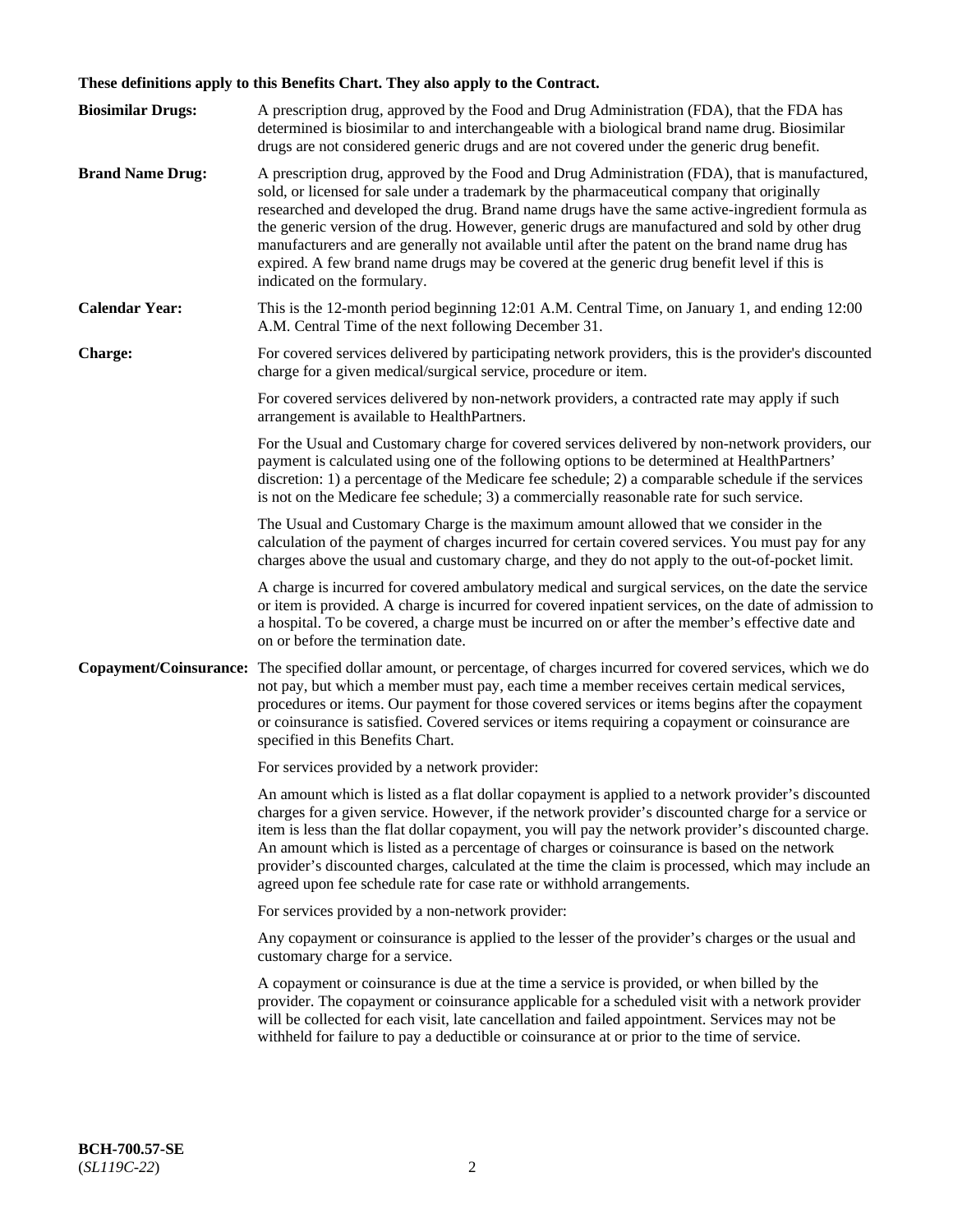**These definitions apply to this Benefits Chart. They also apply to the Contract.**

**Biosimilar Drugs:** A prescription drug, approved by the Food and Drug Administration (FDA), that the FDA has determined is biosimilar to and interchangeable with a biological brand name drug. Biosimilar drugs are not considered generic drugs and are not covered under the generic drug benefit.

**Brand Name Drug:** A prescription drug, approved by the Food and Drug Administration (FDA), that is manufactured, sold, or licensed for sale under a trademark by the pharmaceutical company that originally researched and developed the drug. Brand name drugs have the same active-ingredient formula as the generic version of the drug. However, generic drugs are manufactured and sold by other drug manufacturers and are generally not available until after the patent on the brand name drug has expired. A few brand name drugs may be covered at the generic drug benefit level if this is indicated on the formulary.

**Calendar Year:** This is the 12-month period beginning 12:01 A.M. Central Time, on January 1, and ending 12:00 A.M. Central Time of the next following December 31.

**Charge:** For covered services delivered by participating network providers, this is the provider's discounted charge for a given medical/surgical service, procedure or item.

For covered services delivered by non-network providers, a contracted rate may apply if such arrangement is available to HealthPartners.

For the Usual and Customary charge for covered services delivered by non-network providers, our payment is calculated using one of the following options to be determined at HealthPartners' discretion: 1) a percentage of the Medicare fee schedule; 2) a comparable schedule if the services is not on the Medicare fee schedule; 3) a commercially reasonable rate for such service.

The Usual and Customary Charge is the maximum amount allowed that we consider in the calculation of the payment of charges incurred for certain covered services. You must pay for any charges above the usual and customary charge, and they do not apply to the out-of-pocket limit.

A charge is incurred for covered ambulatory medical and surgical services, on the date the service or item is provided. A charge is incurred for covered inpatient services, on the date of admission to a hospital. To be covered, a charge must be incurred on or after the member's effective date and on or before the termination date.

**Copayment/Coinsurance:** The specified dollar amount, or percentage, of charges incurred for covered services, which we do not pay, but which a member must pay, each time a member receives certain medical services, procedures or items. Our payment for those covered services or items begins after the copayment or coinsurance is satisfied. Covered services or items requiring a copayment or coinsurance are specified in this Benefits Chart.

For services provided by a network provider:

An amount which is listed as a flat dollar copayment is applied to a network provider's discounted charges for a given service. However, if the network provider's discounted charge for a service or item is less than the flat dollar copayment, you will pay the network provider's discounted charge. An amount which is listed as a percentage of charges or coinsurance is based on the network provider's discounted charges, calculated at the time the claim is processed, which may include an agreed upon fee schedule rate for case rate or withhold arrangements.

For services provided by a non-network provider:

Any copayment or coinsurance is applied to the lesser of the provider's charges or the usual and customary charge for a service.

A copayment or coinsurance is due at the time a service is provided, or when billed by the provider. The copayment or coinsurance applicable for a scheduled visit with a network provider will be collected for each visit, late cancellation and failed appointment. Services may not be withheld for failure to pay a deductible or coinsurance at or prior to the time of service.

**BCH-700.57-SE**
(*SL119C-22*)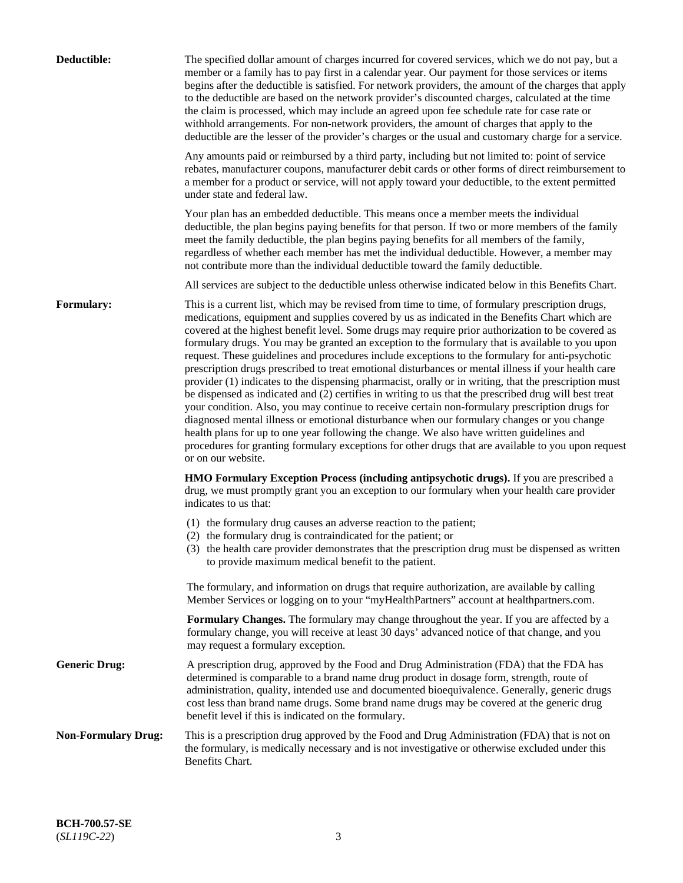**Deductible:** The specified dollar amount of charges incurred for covered services, which we do not pay, but a member or a family has to pay first in a calendar year. Our payment for those services or items begins after the deductible is satisfied. For network providers, the amount of the charges that apply to the deductible are based on the network provider's discounted charges, calculated at the time the claim is processed, which may include an agreed upon fee schedule rate for case rate or withhold arrangements. For non-network providers, the amount of charges that apply to the deductible are the lesser of the provider's charges or the usual and customary charge for a service.

Any amounts paid or reimbursed by a third party, including but not limited to: point of service rebates, manufacturer coupons, manufacturer debit cards or other forms of direct reimbursement to a member for a product or service, will not apply toward your deductible, to the extent permitted under state and federal law.

Your plan has an embedded deductible. This means once a member meets the individual deductible, the plan begins paying benefits for that person. If two or more members of the family meet the family deductible, the plan begins paying benefits for all members of the family, regardless of whether each member has met the individual deductible. However, a member may not contribute more than the individual deductible toward the family deductible.

All services are subject to the deductible unless otherwise indicated below in this Benefits Chart.

**Formulary:** This is a current list, which may be revised from time to time, of formulary prescription drugs, medications, equipment and supplies covered by us as indicated in the Benefits Chart which are covered at the highest benefit level. Some drugs may require prior authorization to be covered as formulary drugs. You may be granted an exception to the formulary that is available to you upon request. These guidelines and procedures include exceptions to the formulary for anti-psychotic prescription drugs prescribed to treat emotional disturbances or mental illness if your health care provider (1) indicates to the dispensing pharmacist, orally or in writing, that the prescription must be dispensed as indicated and (2) certifies in writing to us that the prescribed drug will best treat your condition. Also, you may continue to receive certain non-formulary prescription drugs for diagnosed mental illness or emotional disturbance when our formulary changes or you change health plans for up to one year following the change. We also have written guidelines and procedures for granting formulary exceptions for other drugs that are available to you upon request or on our website.

**HMO Formulary Exception Process (including antipsychotic drugs).** If you are prescribed a drug, we must promptly grant you an exception to our formulary when your health care provider indicates to us that:

(1) the formulary drug causes an adverse reaction to the patient;
(2) the formulary drug is contraindicated for the patient; or
(3) the health care provider demonstrates that the prescription drug must be dispensed as written to provide maximum medical benefit to the patient.

The formulary, and information on drugs that require authorization, are available by calling Member Services or logging on to your "myHealthPartners" account at healthpartners.com.

**Formulary Changes.** The formulary may change throughout the year. If you are affected by a formulary change, you will receive at least 30 days' advanced notice of that change, and you may request a formulary exception.

**Generic Drug:** A prescription drug, approved by the Food and Drug Administration (FDA) that the FDA has determined is comparable to a brand name drug product in dosage form, strength, route of administration, quality, intended use and documented bioequivalence. Generally, generic drugs cost less than brand name drugs. Some brand name drugs may be covered at the generic drug benefit level if this is indicated on the formulary.

**Non-Formulary Drug:** This is a prescription drug approved by the Food and Drug Administration (FDA) that is not on the formulary, is medically necessary and is not investigative or otherwise excluded under this Benefits Chart.

**BCH-700.57-SE**
(*SL119C-22*)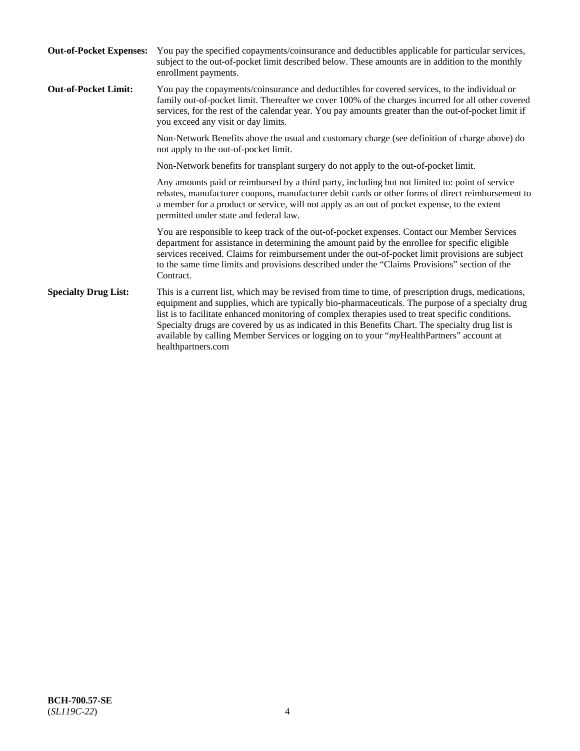**Out-of-Pocket Expenses:** You pay the specified copayments/coinsurance and deductibles applicable for particular services, subject to the out-of-pocket limit described below. These amounts are in addition to the monthly enrollment payments.

**Out-of-Pocket Limit:** You pay the copayments/coinsurance and deductibles for covered services, to the individual or family out-of-pocket limit. Thereafter we cover 100% of the charges incurred for all other covered services, for the rest of the calendar year. You pay amounts greater than the out-of-pocket limit if you exceed any visit or day limits.

Non-Network Benefits above the usual and customary charge (see definition of charge above) do not apply to the out-of-pocket limit.

Non-Network benefits for transplant surgery do not apply to the out-of-pocket limit.

Any amounts paid or reimbursed by a third party, including but not limited to: point of service rebates, manufacturer coupons, manufacturer debit cards or other forms of direct reimbursement to a member for a product or service, will not apply as an out of pocket expense, to the extent permitted under state and federal law.

You are responsible to keep track of the out-of-pocket expenses. Contact our Member Services department for assistance in determining the amount paid by the enrollee for specific eligible services received. Claims for reimbursement under the out-of-pocket limit provisions are subject to the same time limits and provisions described under the "Claims Provisions" section of the Contract.

**Specialty Drug List:** This is a current list, which may be revised from time to time, of prescription drugs, medications, equipment and supplies, which are typically bio-pharmaceuticals. The purpose of a specialty drug list is to facilitate enhanced monitoring of complex therapies used to treat specific conditions. Specialty drugs are covered by us as indicated in this Benefits Chart. The specialty drug list is available by calling Member Services or logging on to your "*my*HealthPartners" account at healthpartners.com

**BCH-700.57-SE**
(*SL119C-22*)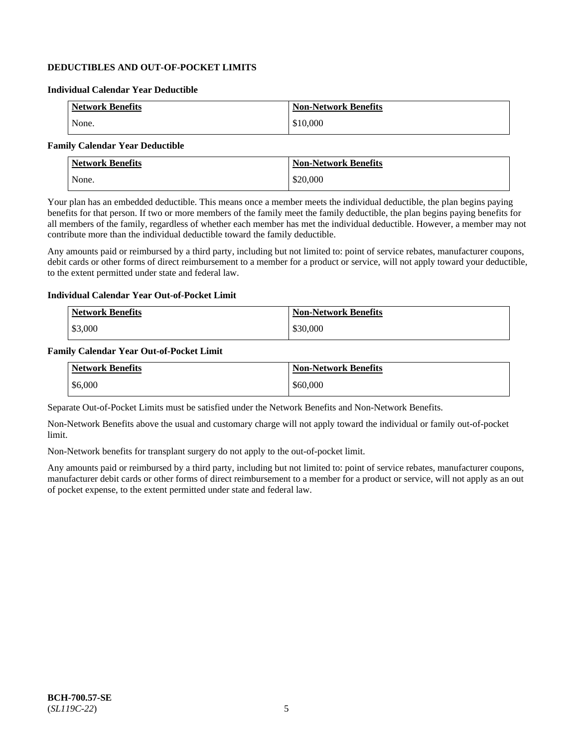## DEDUCTIBLES AND OUT-OF-POCKET LIMITS

### Individual Calendar Year Deductible

| Network Benefits | Non-Network Benefits |
|---|---|
| None. | $10,000 |

### Family Calendar Year Deductible

| Network Benefits | Non-Network Benefits |
|---|---|
| None. | $20,000 |

Your plan has an embedded deductible. This means once a member meets the individual deductible, the plan begins paying benefits for that person. If two or more members of the family meet the family deductible, the plan begins paying benefits for all members of the family, regardless of whether each member has met the individual deductible. However, a member may not contribute more than the individual deductible toward the family deductible.

Any amounts paid or reimbursed by a third party, including but not limited to: point of service rebates, manufacturer coupons, debit cards or other forms of direct reimbursement to a member for a product or service, will not apply toward your deductible, to the extent permitted under state and federal law.

### Individual Calendar Year Out-of-Pocket Limit

| Network Benefits | Non-Network Benefits |
|---|---|
| $3,000 | $30,000 |

### Family Calendar Year Out-of-Pocket Limit

| Network Benefits | Non-Network Benefits |
|---|---|
| $6,000 | $60,000 |

Separate Out-of-Pocket Limits must be satisfied under the Network Benefits and Non-Network Benefits.

Non-Network Benefits above the usual and customary charge will not apply toward the individual or family out-of-pocket limit.

Non-Network benefits for transplant surgery do not apply to the out-of-pocket limit.

Any amounts paid or reimbursed by a third party, including but not limited to: point of service rebates, manufacturer coupons, manufacturer debit cards or other forms of direct reimbursement to a member for a product or service, will not apply as an out of pocket expense, to the extent permitted under state and federal law.

**BCH-700.57-SE**
(*SL119C-22*)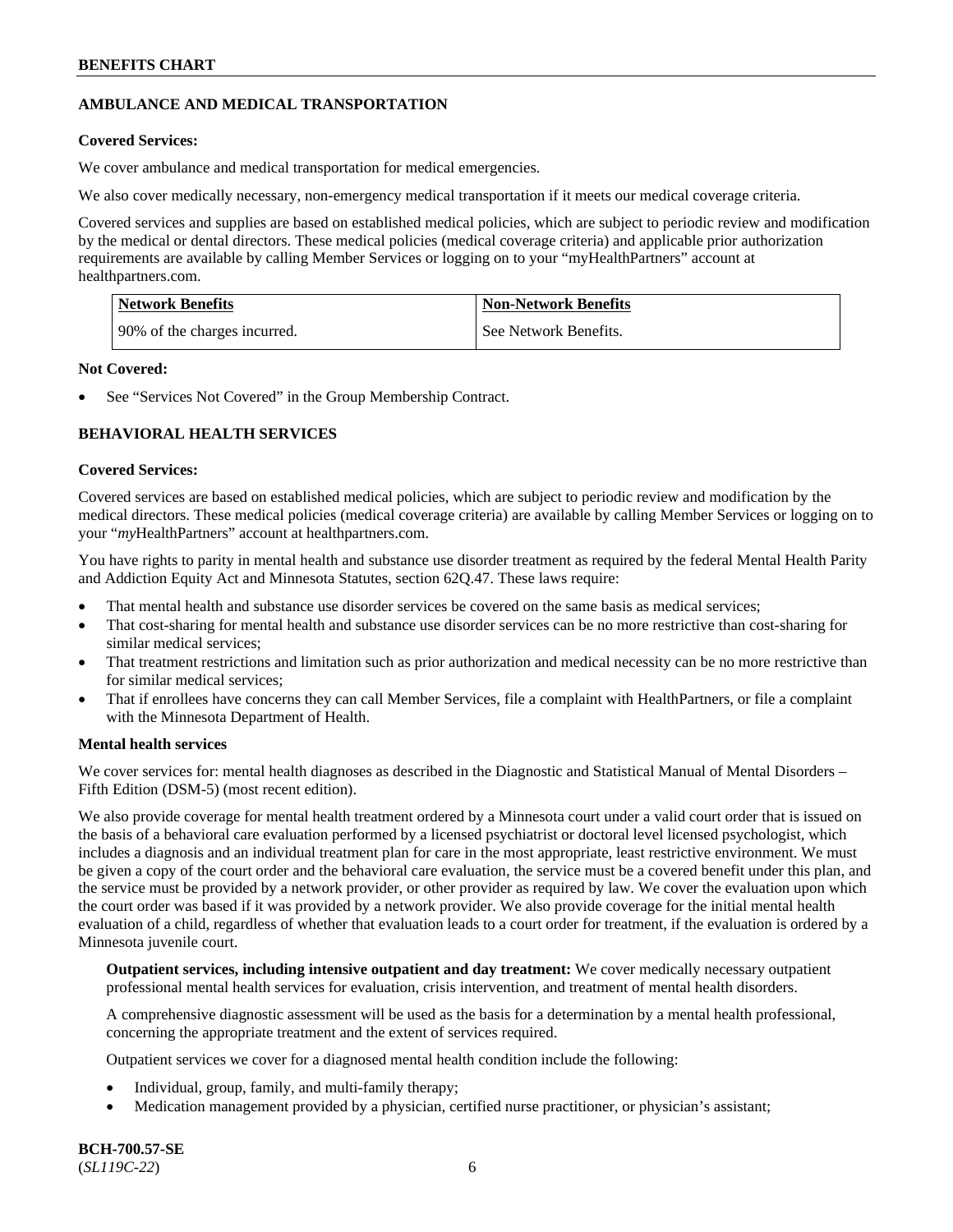## AMBULANCE AND MEDICAL TRANSPORTATION

**Covered Services:**

We cover ambulance and medical transportation for medical emergencies.

We also cover medically necessary, non-emergency medical transportation if it meets our medical coverage criteria.

Covered services and supplies are based on established medical policies, which are subject to periodic review and modification by the medical or dental directors. These medical policies (medical coverage criteria) and applicable prior authorization requirements are available by calling Member Services or logging on to your "myHealthPartners" account at healthpartners.com.

| Network Benefits | Non-Network Benefits |
|---|---|
| 90% of the charges incurred. | See Network Benefits. |

**Not Covered:**

- See "Services Not Covered" in the Group Membership Contract.

## BEHAVIORAL HEALTH SERVICES

**Covered Services:**

Covered services are based on established medical policies, which are subject to periodic review and modification by the medical directors. These medical policies (medical coverage criteria) are available by calling Member Services or logging on to your "*my*HealthPartners" account at healthpartners.com.

You have rights to parity in mental health and substance use disorder treatment as required by the federal Mental Health Parity and Addiction Equity Act and Minnesota Statutes, section 62Q.47. These laws require:

- That mental health and substance use disorder services be covered on the same basis as medical services;
- That cost-sharing for mental health and substance use disorder services can be no more restrictive than cost-sharing for similar medical services;
- That treatment restrictions and limitation such as prior authorization and medical necessity can be no more restrictive than for similar medical services;
- That if enrollees have concerns they can call Member Services, file a complaint with HealthPartners, or file a complaint with the Minnesota Department of Health.

**Mental health services**

We cover services for: mental health diagnoses as described in the Diagnostic and Statistical Manual of Mental Disorders – Fifth Edition (DSM-5) (most recent edition).

We also provide coverage for mental health treatment ordered by a Minnesota court under a valid court order that is issued on the basis of a behavioral care evaluation performed by a licensed psychiatrist or doctoral level licensed psychologist, which includes a diagnosis and an individual treatment plan for care in the most appropriate, least restrictive environment. We must be given a copy of the court order and the behavioral care evaluation, the service must be a covered benefit under this plan, and the service must be provided by a network provider, or other provider as required by law. We cover the evaluation upon which the court order was based if it was provided by a network provider. We also provide coverage for the initial mental health evaluation of a child, regardless of whether that evaluation leads to a court order for treatment, if the evaluation is ordered by a Minnesota juvenile court.

**Outpatient services, including intensive outpatient and day treatment:** We cover medically necessary outpatient professional mental health services for evaluation, crisis intervention, and treatment of mental health disorders.

A comprehensive diagnostic assessment will be used as the basis for a determination by a mental health professional, concerning the appropriate treatment and the extent of services required.

Outpatient services we cover for a diagnosed mental health condition include the following:

- Individual, group, family, and multi-family therapy;
- Medication management provided by a physician, certified nurse practitioner, or physician's assistant;

BCH-700.57-SE
(*SL119C-22*)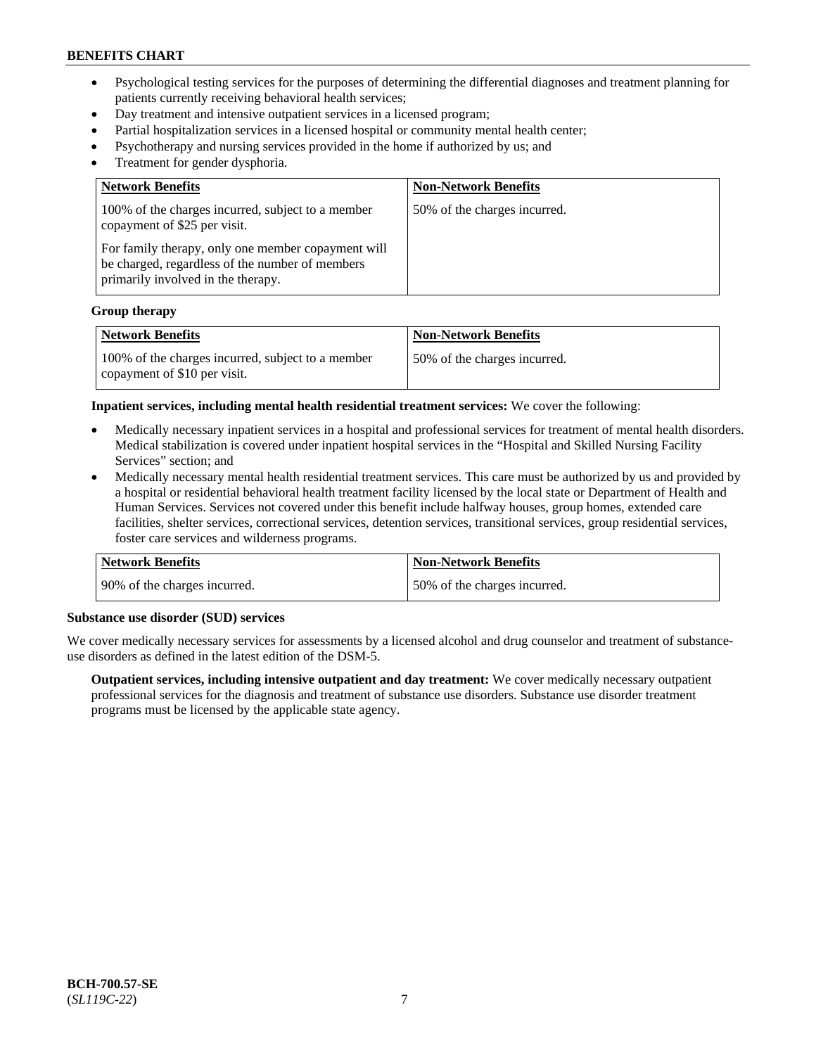- Psychological testing services for the purposes of determining the differential diagnoses and treatment planning for patients currently receiving behavioral health services;
- Day treatment and intensive outpatient services in a licensed program;
- Partial hospitalization services in a licensed hospital or community mental health center;
- Psychotherapy and nursing services provided in the home if authorized by us; and
- Treatment for gender dysphoria.

| Network Benefits | Non-Network Benefits |
|---|---|
| 100% of the charges incurred, subject to a member copayment of $25 per visit.<br><br>For family therapy, only one member copayment will be charged, regardless of the number of members primarily involved in the therapy. | 50% of the charges incurred. |

**Group therapy**

| Network Benefits | Non-Network Benefits |
|---|---|
| 100% of the charges incurred, subject to a member copayment of $10 per visit. | 50% of the charges incurred. |

**Inpatient services, including mental health residential treatment services:** We cover the following:

- Medically necessary inpatient services in a hospital and professional services for treatment of mental health disorders. Medical stabilization is covered under inpatient hospital services in the "Hospital and Skilled Nursing Facility Services" section; and
- Medically necessary mental health residential treatment services. This care must be authorized by us and provided by a hospital or residential behavioral health treatment facility licensed by the local state or Department of Health and Human Services. Services not covered under this benefit include halfway houses, group homes, extended care facilities, shelter services, correctional services, detention services, transitional services, group residential services, foster care services and wilderness programs.

| Network Benefits | Non-Network Benefits |
|---|---|
| 90% of the charges incurred. | 50% of the charges incurred. |

**Substance use disorder (SUD) services**

We cover medically necessary services for assessments by a licensed alcohol and drug counselor and treatment of substance-use disorders as defined in the latest edition of the DSM-5.

**Outpatient services, including intensive outpatient and day treatment:** We cover medically necessary outpatient professional services for the diagnosis and treatment of substance use disorders. Substance use disorder treatment programs must be licensed by the applicable state agency.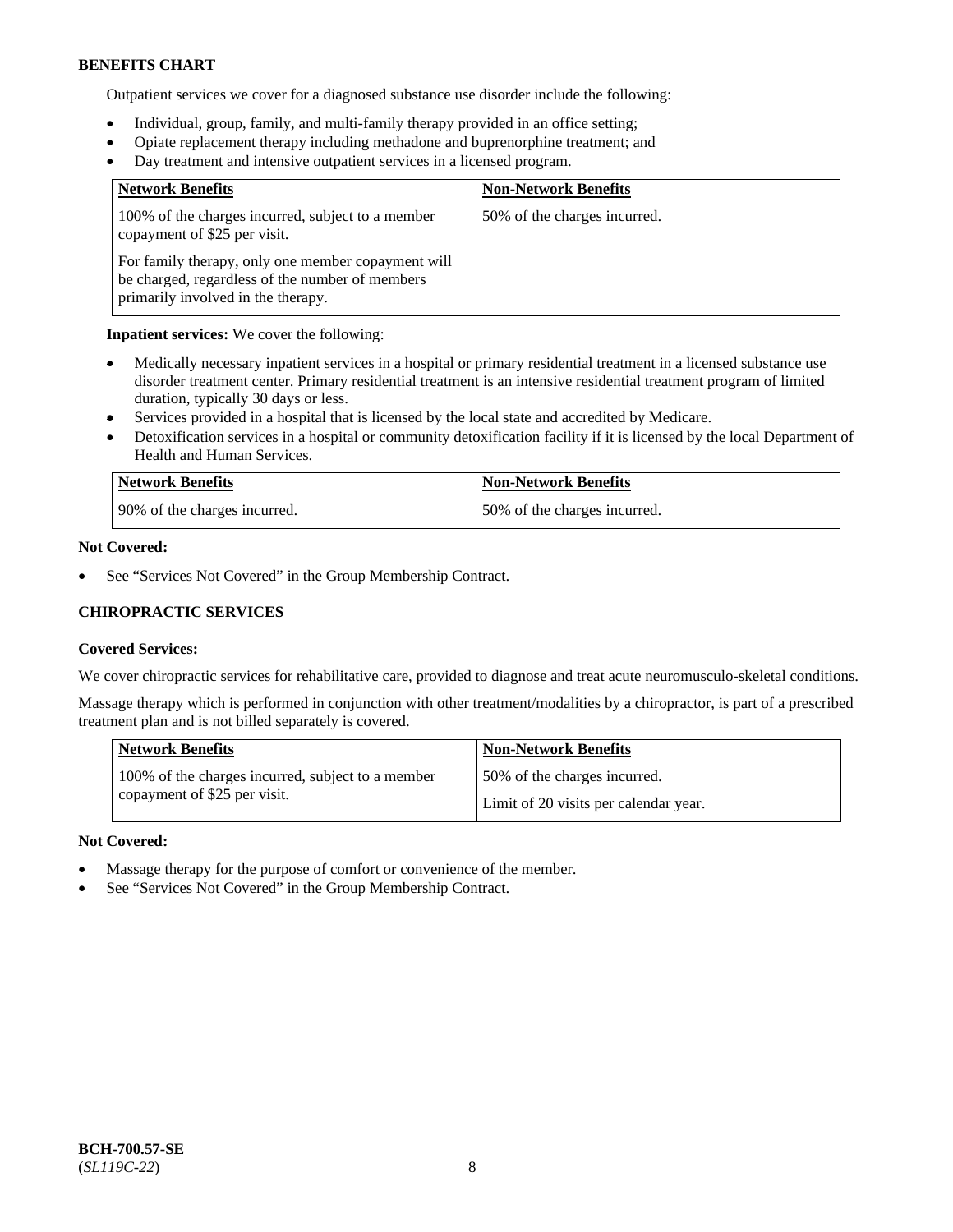Outpatient services we cover for a diagnosed substance use disorder include the following:

- Individual, group, family, and multi-family therapy provided in an office setting;
- Opiate replacement therapy including methadone and buprenorphine treatment; and
- Day treatment and intensive outpatient services in a licensed program.

| Network Benefits | Non-Network Benefits |
| --- | --- |
| 100% of the charges incurred, subject to a member copayment of $25 per visit.<br><br>For family therapy, only one member copayment will be charged, regardless of the number of members primarily involved in the therapy. | 50% of the charges incurred. |

**Inpatient services:** We cover the following:

- Medically necessary inpatient services in a hospital or primary residential treatment in a licensed substance use disorder treatment center. Primary residential treatment is an intensive residential treatment program of limited duration, typically 30 days or less.
- Services provided in a hospital that is licensed by the local state and accredited by Medicare.
- Detoxification services in a hospital or community detoxification facility if it is licensed by the local Department of Health and Human Services.

| Network Benefits | Non-Network Benefits |
| --- | --- |
| 90% of the charges incurred. | 50% of the charges incurred. |

**Not Covered:**

- See "Services Not Covered" in the Group Membership Contract.

### CHIROPRACTIC SERVICES

**Covered Services:**

We cover chiropractic services for rehabilitative care, provided to diagnose and treat acute neuromusculo-skeletal conditions.

Massage therapy which is performed in conjunction with other treatment/modalities by a chiropractor, is part of a prescribed treatment plan and is not billed separately is covered.

| Network Benefits | Non-Network Benefits |
| --- | --- |
| 100% of the charges incurred, subject to a member copayment of $25 per visit. | 50% of the charges incurred.<br><br>Limit of 20 visits per calendar year. |

**Not Covered:**

- Massage therapy for the purpose of comfort or convenience of the member.
- See "Services Not Covered" in the Group Membership Contract.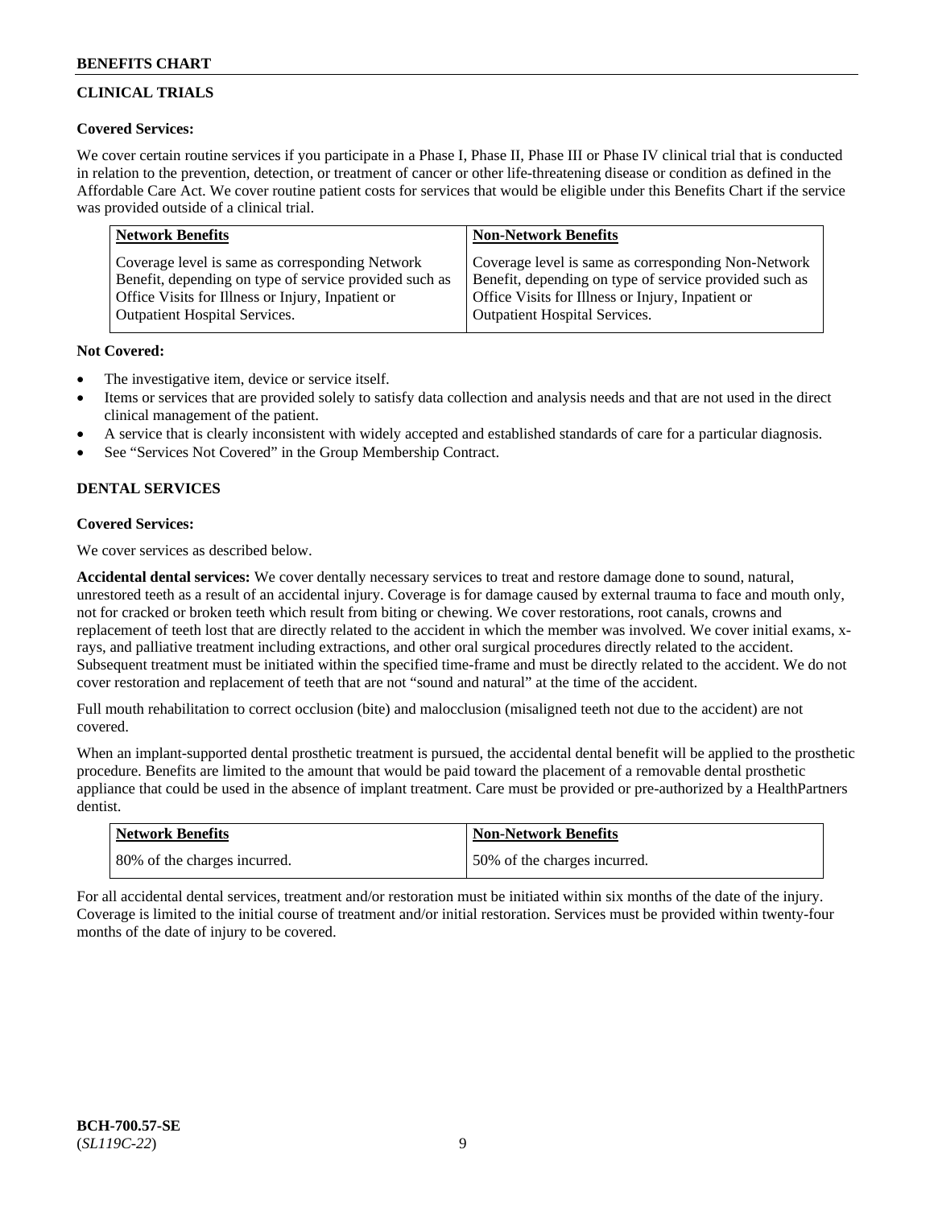## CLINICAL TRIALS

**Covered Services:**

We cover certain routine services if you participate in a Phase I, Phase II, Phase III or Phase IV clinical trial that is conducted in relation to the prevention, detection, or treatment of cancer or other life-threatening disease or condition as defined in the Affordable Care Act. We cover routine patient costs for services that would be eligible under this Benefits Chart if the service was provided outside of a clinical trial.

| Network Benefits | Non-Network Benefits |
| --- | --- |
| Coverage level is same as corresponding Network Benefit, depending on type of service provided such as Office Visits for Illness or Injury, Inpatient or Outpatient Hospital Services. | Coverage level is same as corresponding Non-Network Benefit, depending on type of service provided such as Office Visits for Illness or Injury, Inpatient or Outpatient Hospital Services. |

**Not Covered:**

- The investigative item, device or service itself.
- Items or services that are provided solely to satisfy data collection and analysis needs and that are not used in the direct clinical management of the patient.
- A service that is clearly inconsistent with widely accepted and established standards of care for a particular diagnosis.
- See "Services Not Covered" in the Group Membership Contract.

## DENTAL SERVICES

**Covered Services:**

We cover services as described below.

**Accidental dental services:** We cover dentally necessary services to treat and restore damage done to sound, natural, unrestored teeth as a result of an accidental injury. Coverage is for damage caused by external trauma to face and mouth only, not for cracked or broken teeth which result from biting or chewing. We cover restorations, root canals, crowns and replacement of teeth lost that are directly related to the accident in which the member was involved. We cover initial exams, x-rays, and palliative treatment including extractions, and other oral surgical procedures directly related to the accident. Subsequent treatment must be initiated within the specified time-frame and must be directly related to the accident. We do not cover restoration and replacement of teeth that are not "sound and natural" at the time of the accident.

Full mouth rehabilitation to correct occlusion (bite) and malocclusion (misaligned teeth not due to the accident) are not covered.

When an implant-supported dental prosthetic treatment is pursued, the accidental dental benefit will be applied to the prosthetic procedure. Benefits are limited to the amount that would be paid toward the placement of a removable dental prosthetic appliance that could be used in the absence of implant treatment. Care must be provided or pre-authorized by a HealthPartners dentist.

| Network Benefits | Non-Network Benefits |
| --- | --- |
| 80% of the charges incurred. | 50% of the charges incurred. |

For all accidental dental services, treatment and/or restoration must be initiated within six months of the date of the injury. Coverage is limited to the initial course of treatment and/or initial restoration. Services must be provided within twenty-four months of the date of injury to be covered.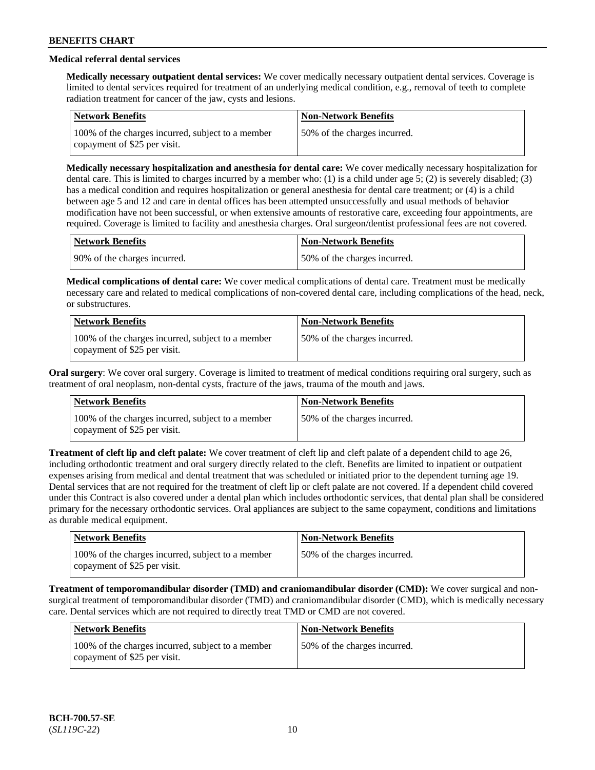### Medical referral dental services

**Medically necessary outpatient dental services:** We cover medically necessary outpatient dental services. Coverage is limited to dental services required for treatment of an underlying medical condition, e.g., removal of teeth to complete radiation treatment for cancer of the jaw, cysts and lesions.

| Network Benefits | Non-Network Benefits |
| --- | --- |
| 100% of the charges incurred, subject to a member copayment of $25 per visit. | 50% of the charges incurred. |

**Medically necessary hospitalization and anesthesia for dental care:** We cover medically necessary hospitalization for dental care. This is limited to charges incurred by a member who: (1) is a child under age 5; (2) is severely disabled; (3) has a medical condition and requires hospitalization or general anesthesia for dental care treatment; or (4) is a child between age 5 and 12 and care in dental offices has been attempted unsuccessfully and usual methods of behavior modification have not been successful, or when extensive amounts of restorative care, exceeding four appointments, are required. Coverage is limited to facility and anesthesia charges. Oral surgeon/dentist professional fees are not covered.

| Network Benefits | Non-Network Benefits |
| --- | --- |
| 90% of the charges incurred. | 50% of the charges incurred. |

**Medical complications of dental care:** We cover medical complications of dental care. Treatment must be medically necessary care and related to medical complications of non-covered dental care, including complications of the head, neck, or substructures.

| Network Benefits | Non-Network Benefits |
| --- | --- |
| 100% of the charges incurred, subject to a member copayment of $25 per visit. | 50% of the charges incurred. |

**Oral surgery**: We cover oral surgery. Coverage is limited to treatment of medical conditions requiring oral surgery, such as treatment of oral neoplasm, non-dental cysts, fracture of the jaws, trauma of the mouth and jaws.

| Network Benefits | Non-Network Benefits |
| --- | --- |
| 100% of the charges incurred, subject to a member copayment of $25 per visit. | 50% of the charges incurred. |

**Treatment of cleft lip and cleft palate:** We cover treatment of cleft lip and cleft palate of a dependent child to age 26, including orthodontic treatment and oral surgery directly related to the cleft. Benefits are limited to inpatient or outpatient expenses arising from medical and dental treatment that was scheduled or initiated prior to the dependent turning age 19. Dental services that are not required for the treatment of cleft lip or cleft palate are not covered. If a dependent child covered under this Contract is also covered under a dental plan which includes orthodontic services, that dental plan shall be considered primary for the necessary orthodontic services. Oral appliances are subject to the same copayment, conditions and limitations as durable medical equipment.

| Network Benefits | Non-Network Benefits |
| --- | --- |
| 100% of the charges incurred, subject to a member copayment of $25 per visit. | 50% of the charges incurred. |

**Treatment of temporomandibular disorder (TMD) and craniomandibular disorder (CMD):** We cover surgical and non-surgical treatment of temporomandibular disorder (TMD) and craniomandibular disorder (CMD), which is medically necessary care. Dental services which are not required to directly treat TMD or CMD are not covered.

| Network Benefits | Non-Network Benefits |
| --- | --- |
| 100% of the charges incurred, subject to a member copayment of $25 per visit. | 50% of the charges incurred. |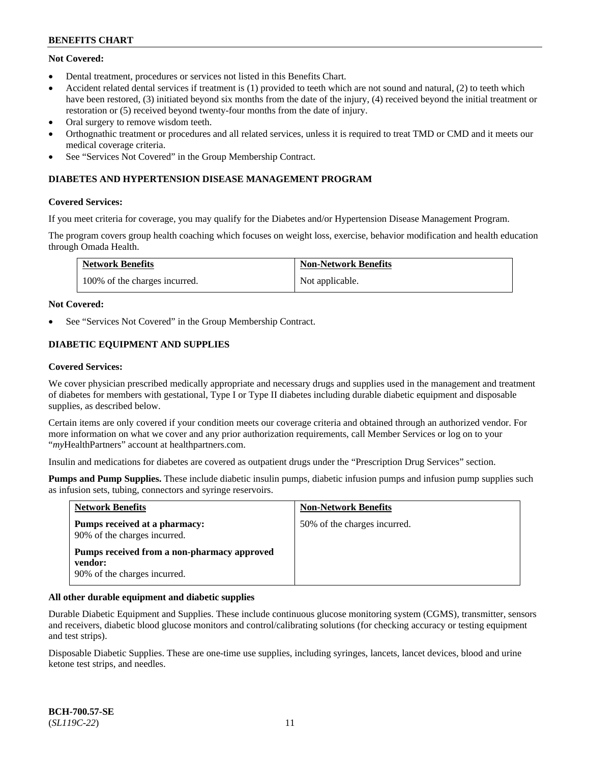**Not Covered:**

- Dental treatment, procedures or services not listed in this Benefits Chart.
- Accident related dental services if treatment is (1) provided to teeth which are not sound and natural, (2) to teeth which have been restored, (3) initiated beyond six months from the date of the injury, (4) received beyond the initial treatment or restoration or (5) received beyond twenty-four months from the date of injury.
- Oral surgery to remove wisdom teeth.
- Orthognathic treatment or procedures and all related services, unless it is required to treat TMD or CMD and it meets our medical coverage criteria.
- See "Services Not Covered" in the Group Membership Contract.

## DIABETES AND HYPERTENSION DISEASE MANAGEMENT PROGRAM

**Covered Services:**

If you meet criteria for coverage, you may qualify for the Diabetes and/or Hypertension Disease Management Program.

The program covers group health coaching which focuses on weight loss, exercise, behavior modification and health education through Omada Health.

| Network Benefits | Non-Network Benefits |
|---|---|
| 100% of the charges incurred. | Not applicable. |

**Not Covered:**

- See "Services Not Covered" in the Group Membership Contract.

## DIABETIC EQUIPMENT AND SUPPLIES

**Covered Services:**

We cover physician prescribed medically appropriate and necessary drugs and supplies used in the management and treatment of diabetes for members with gestational, Type I or Type II diabetes including durable diabetic equipment and disposable supplies, as described below.

Certain items are only covered if your condition meets our coverage criteria and obtained through an authorized vendor. For more information on what we cover and any prior authorization requirements, call Member Services or log on to your "*my*HealthPartners" account at healthpartners.com.

Insulin and medications for diabetes are covered as outpatient drugs under the "Prescription Drug Services" section.

**Pumps and Pump Supplies.** These include diabetic insulin pumps, diabetic infusion pumps and infusion pump supplies such as infusion sets, tubing, connectors and syringe reservoirs.

| Network Benefits | Non-Network Benefits |
|---|---|
| **Pumps received at a pharmacy:** 90% of the charges incurred.<br><br>**Pumps received from a non-pharmacy approved vendor:** 90% of the charges incurred. | 50% of the charges incurred. |

**All other durable equipment and diabetic supplies**

Durable Diabetic Equipment and Supplies. These include continuous glucose monitoring system (CGMS), transmitter, sensors and receivers, diabetic blood glucose monitors and control/calibrating solutions (for checking accuracy or testing equipment and test strips).

Disposable Diabetic Supplies. These are one-time use supplies, including syringes, lancets, lancet devices, blood and urine ketone test strips, and needles.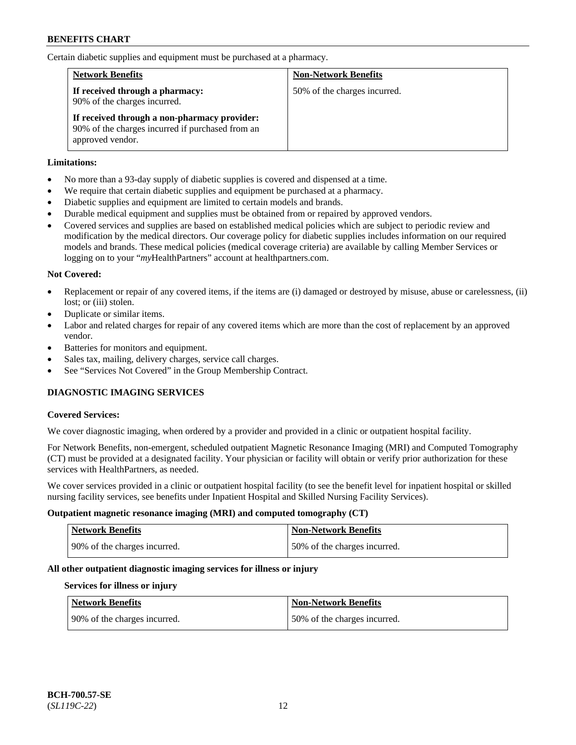Certain diabetic supplies and equipment must be purchased at a pharmacy.

| Network Benefits | Non-Network Benefits |
| --- | --- |
| **If received through a pharmacy:** 90% of the charges incurred.<br><br>**If received through a non-pharmacy provider:** 90% of the charges incurred if purchased from an approved vendor. | 50% of the charges incurred. |

**Limitations:**

- No more than a 93-day supply of diabetic supplies is covered and dispensed at a time.
- We require that certain diabetic supplies and equipment be purchased at a pharmacy.
- Diabetic supplies and equipment are limited to certain models and brands.
- Durable medical equipment and supplies must be obtained from or repaired by approved vendors.
- Covered services and supplies are based on established medical policies which are subject to periodic review and modification by the medical directors. Our coverage policy for diabetic supplies includes information on our required models and brands. These medical policies (medical coverage criteria) are available by calling Member Services or logging on to your "*my*HealthPartners" account at healthpartners.com.

**Not Covered:**

- Replacement or repair of any covered items, if the items are (i) damaged or destroyed by misuse, abuse or carelessness, (ii) lost; or (iii) stolen.
- Duplicate or similar items.
- Labor and related charges for repair of any covered items which are more than the cost of replacement by an approved vendor.
- Batteries for monitors and equipment.
- Sales tax, mailing, delivery charges, service call charges.
- See "Services Not Covered" in the Group Membership Contract.

## DIAGNOSTIC IMAGING SERVICES

**Covered Services:**

We cover diagnostic imaging, when ordered by a provider and provided in a clinic or outpatient hospital facility.

For Network Benefits, non-emergent, scheduled outpatient Magnetic Resonance Imaging (MRI) and Computed Tomography (CT) must be provided at a designated facility. Your physician or facility will obtain or verify prior authorization for these services with HealthPartners, as needed.

We cover services provided in a clinic or outpatient hospital facility (to see the benefit level for inpatient hospital or skilled nursing facility services, see benefits under Inpatient Hospital and Skilled Nursing Facility Services).

**Outpatient magnetic resonance imaging (MRI) and computed tomography (CT)**

| Network Benefits | Non-Network Benefits |
| --- | --- |
| 90% of the charges incurred. | 50% of the charges incurred. |

**All other outpatient diagnostic imaging services for illness or injury**

**Services for illness or injury**

| Network Benefits | Non-Network Benefits |
| --- | --- |
| 90% of the charges incurred. | 50% of the charges incurred. |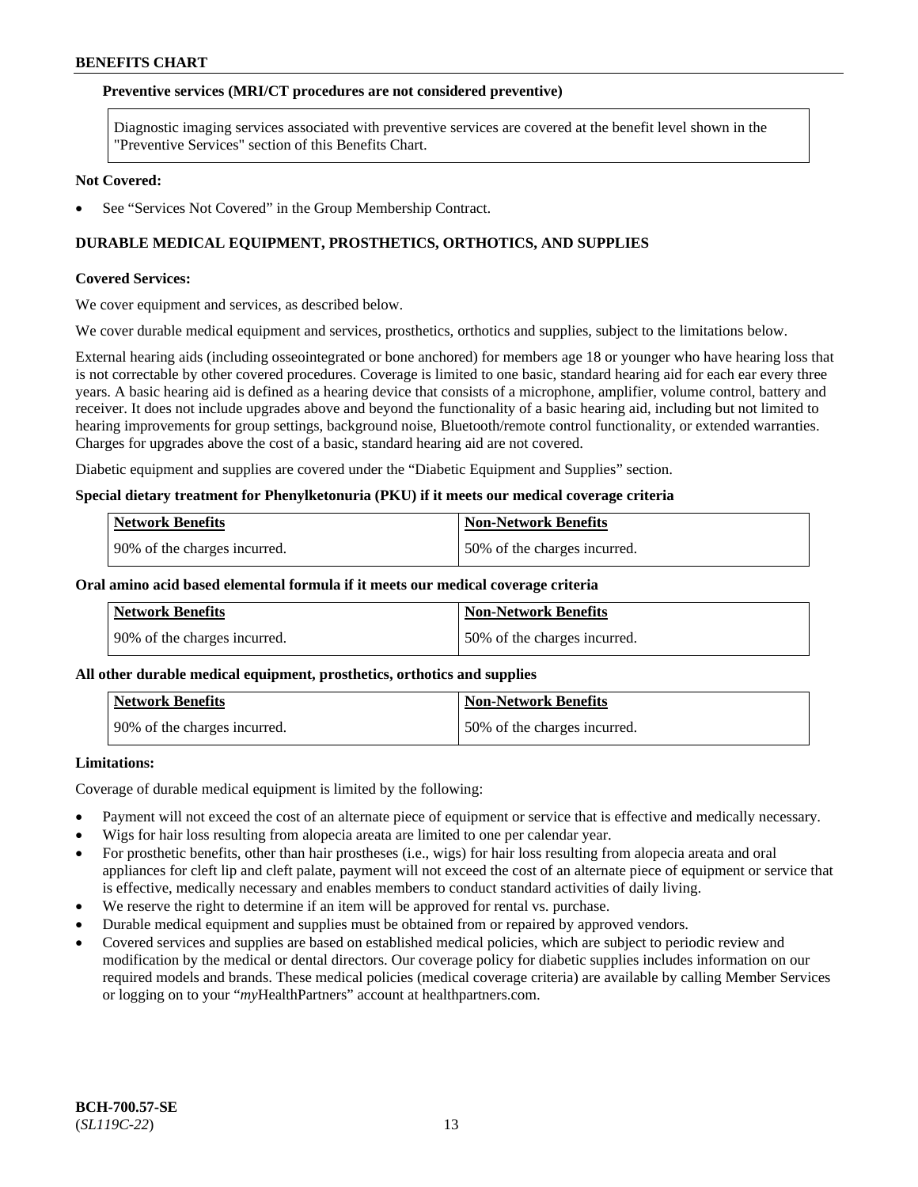**Preventive services (MRI/CT procedures are not considered preventive)**

| Diagnostic imaging services associated with preventive services are covered at the benefit level shown in the "Preventive Services" section of this Benefits Chart. |
|---|

**Not Covered:**

- See "Services Not Covered" in the Group Membership Contract.

## DURABLE MEDICAL EQUIPMENT, PROSTHETICS, ORTHOTICS, AND SUPPLIES

**Covered Services:**

We cover equipment and services, as described below.

We cover durable medical equipment and services, prosthetics, orthotics and supplies, subject to the limitations below.

External hearing aids (including osseointegrated or bone anchored) for members age 18 or younger who have hearing loss that is not correctable by other covered procedures. Coverage is limited to one basic, standard hearing aid for each ear every three years. A basic hearing aid is defined as a hearing device that consists of a microphone, amplifier, volume control, battery and receiver. It does not include upgrades above and beyond the functionality of a basic hearing aid, including but not limited to hearing improvements for group settings, background noise, Bluetooth/remote control functionality, or extended warranties. Charges for upgrades above the cost of a basic, standard hearing aid are not covered.

Diabetic equipment and supplies are covered under the "Diabetic Equipment and Supplies" section.

**Special dietary treatment for Phenylketonuria (PKU) if it meets our medical coverage criteria**

| Network Benefits | Non-Network Benefits |
|---|---|
| 90% of the charges incurred. | 50% of the charges incurred. |

**Oral amino acid based elemental formula if it meets our medical coverage criteria**

| Network Benefits | Non-Network Benefits |
|---|---|
| 90% of the charges incurred. | 50% of the charges incurred. |

**All other durable medical equipment, prosthetics, orthotics and supplies**

| Network Benefits | Non-Network Benefits |
|---|---|
| 90% of the charges incurred. | 50% of the charges incurred. |

**Limitations:**

Coverage of durable medical equipment is limited by the following:

- Payment will not exceed the cost of an alternate piece of equipment or service that is effective and medically necessary.
- Wigs for hair loss resulting from alopecia areata are limited to one per calendar year.
- For prosthetic benefits, other than hair prostheses (i.e., wigs) for hair loss resulting from alopecia areata and oral appliances for cleft lip and cleft palate, payment will not exceed the cost of an alternate piece of equipment or service that is effective, medically necessary and enables members to conduct standard activities of daily living.
- We reserve the right to determine if an item will be approved for rental vs. purchase.
- Durable medical equipment and supplies must be obtained from or repaired by approved vendors.
- Covered services and supplies are based on established medical policies, which are subject to periodic review and modification by the medical or dental directors. Our coverage policy for diabetic supplies includes information on our required models and brands. These medical policies (medical coverage criteria) are available by calling Member Services or logging on to your "*my*HealthPartners" account at healthpartners.com.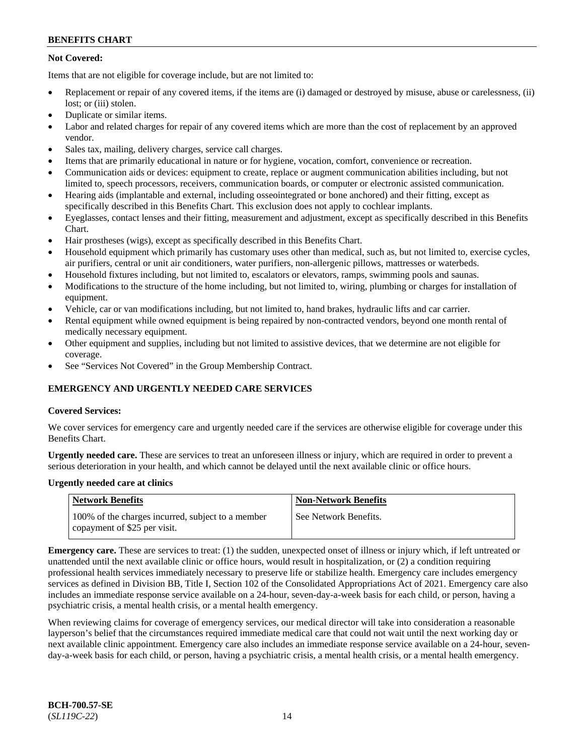**Not Covered:**

Items that are not eligible for coverage include, but are not limited to:

- Replacement or repair of any covered items, if the items are (i) damaged or destroyed by misuse, abuse or carelessness, (ii) lost; or (iii) stolen.
- Duplicate or similar items.
- Labor and related charges for repair of any covered items which are more than the cost of replacement by an approved vendor.
- Sales tax, mailing, delivery charges, service call charges.
- Items that are primarily educational in nature or for hygiene, vocation, comfort, convenience or recreation.
- Communication aids or devices: equipment to create, replace or augment communication abilities including, but not limited to, speech processors, receivers, communication boards, or computer or electronic assisted communication.
- Hearing aids (implantable and external, including osseointegrated or bone anchored) and their fitting, except as specifically described in this Benefits Chart. This exclusion does not apply to cochlear implants.
- Eyeglasses, contact lenses and their fitting, measurement and adjustment, except as specifically described in this Benefits Chart.
- Hair prostheses (wigs), except as specifically described in this Benefits Chart.
- Household equipment which primarily has customary uses other than medical, such as, but not limited to, exercise cycles, air purifiers, central or unit air conditioners, water purifiers, non-allergenic pillows, mattresses or waterbeds.
- Household fixtures including, but not limited to, escalators or elevators, ramps, swimming pools and saunas.
- Modifications to the structure of the home including, but not limited to, wiring, plumbing or charges for installation of equipment.
- Vehicle, car or van modifications including, but not limited to, hand brakes, hydraulic lifts and car carrier.
- Rental equipment while owned equipment is being repaired by non-contracted vendors, beyond one month rental of medically necessary equipment.
- Other equipment and supplies, including but not limited to assistive devices, that we determine are not eligible for coverage.
- See "Services Not Covered" in the Group Membership Contract.

## EMERGENCY AND URGENTLY NEEDED CARE SERVICES

**Covered Services:**

We cover services for emergency care and urgently needed care if the services are otherwise eligible for coverage under this Benefits Chart.

**Urgently needed care.** These are services to treat an unforeseen illness or injury, which are required in order to prevent a serious deterioration in your health, and which cannot be delayed until the next available clinic or office hours.

**Urgently needed care at clinics**

| Network Benefits | Non-Network Benefits |
| --- | --- |
| 100% of the charges incurred, subject to a member copayment of $25 per visit. | See Network Benefits. |

**Emergency care.** These are services to treat: (1) the sudden, unexpected onset of illness or injury which, if left untreated or unattended until the next available clinic or office hours, would result in hospitalization, or (2) a condition requiring professional health services immediately necessary to preserve life or stabilize health. Emergency care includes emergency services as defined in Division BB, Title I, Section 102 of the Consolidated Appropriations Act of 2021. Emergency care also includes an immediate response service available on a 24-hour, seven-day-a-week basis for each child, or person, having a psychiatric crisis, a mental health crisis, or a mental health emergency.

When reviewing claims for coverage of emergency services, our medical director will take into consideration a reasonable layperson's belief that the circumstances required immediate medical care that could not wait until the next working day or next available clinic appointment. Emergency care also includes an immediate response service available on a 24-hour, seven-day-a-week basis for each child, or person, having a psychiatric crisis, a mental health crisis, or a mental health emergency.

**BCH-700.57-SE**
(*SL119C-22*)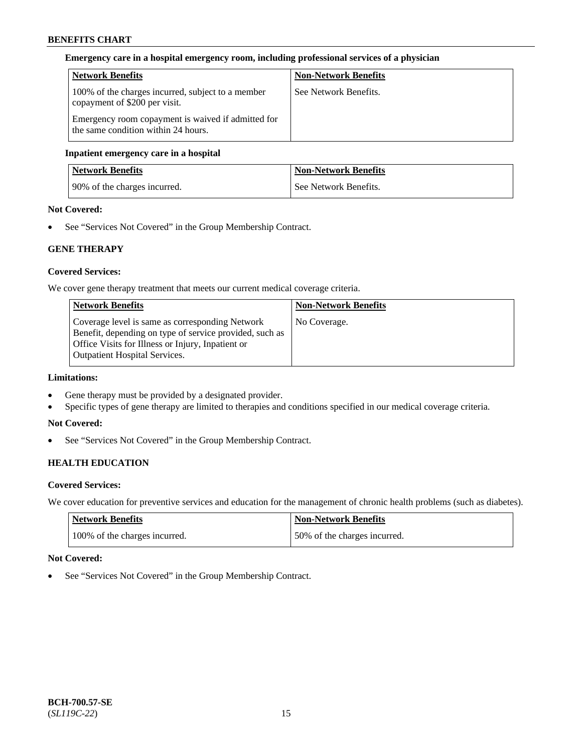**Emergency care in a hospital emergency room, including professional services of a physician**

| Network Benefits | Non-Network Benefits |
| --- | --- |
| 100% of the charges incurred, subject to a member copayment of $200 per visit.<br><br>Emergency room copayment is waived if admitted for the same condition within 24 hours. | See Network Benefits. |

**Inpatient emergency care in a hospital**

| Network Benefits | Non-Network Benefits |
| --- | --- |
| 90% of the charges incurred. | See Network Benefits. |

**Not Covered:**

- See "Services Not Covered" in the Group Membership Contract.

## GENE THERAPY

**Covered Services:**

We cover gene therapy treatment that meets our current medical coverage criteria.

| Network Benefits | Non-Network Benefits |
| --- | --- |
| Coverage level is same as corresponding Network Benefit, depending on type of service provided, such as Office Visits for Illness or Injury, Inpatient or Outpatient Hospital Services. | No Coverage. |

**Limitations:**

- Gene therapy must be provided by a designated provider.
- Specific types of gene therapy are limited to therapies and conditions specified in our medical coverage criteria.

**Not Covered:**

- See "Services Not Covered" in the Group Membership Contract.

## HEALTH EDUCATION

**Covered Services:**

We cover education for preventive services and education for the management of chronic health problems (such as diabetes).

| Network Benefits | Non-Network Benefits |
| --- | --- |
| 100% of the charges incurred. | 50% of the charges incurred. |

**Not Covered:**

- See "Services Not Covered" in the Group Membership Contract.

**BCH-700.57-SE**
(*SL119C-22*)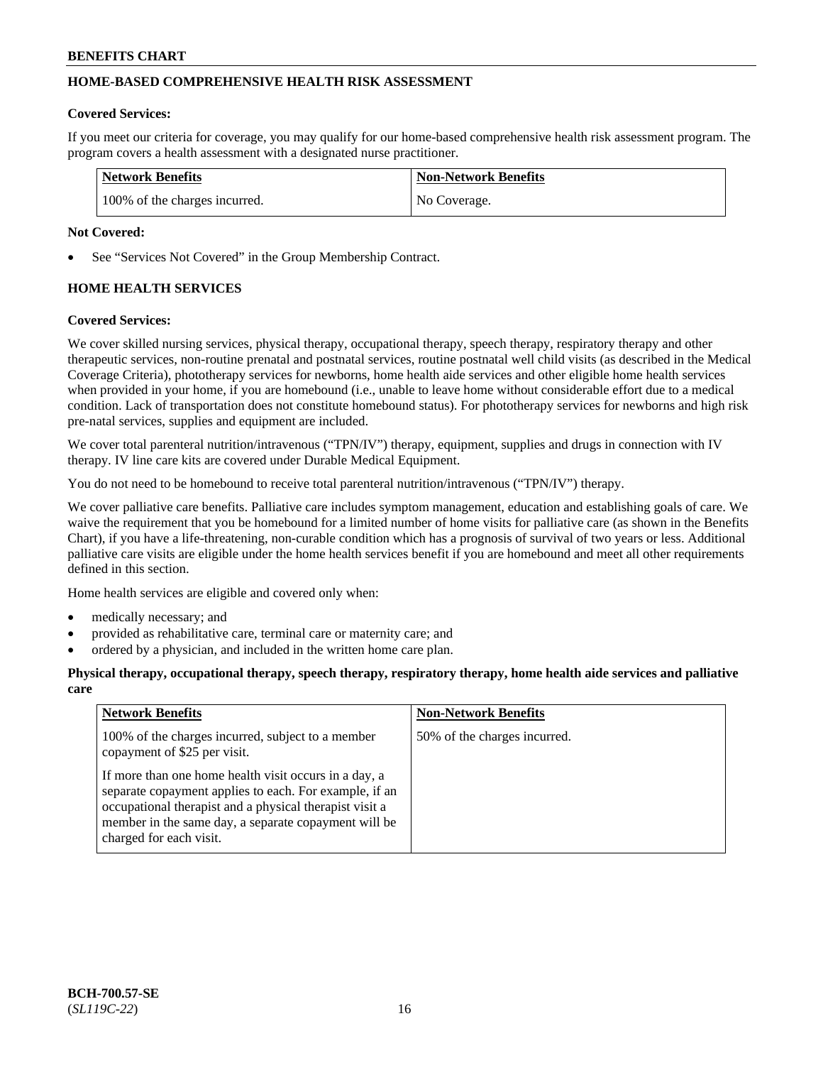## HOME-BASED COMPREHENSIVE HEALTH RISK ASSESSMENT

**Covered Services:**

If you meet our criteria for coverage, you may qualify for our home-based comprehensive health risk assessment program. The program covers a health assessment with a designated nurse practitioner.

| Network Benefits | Non-Network Benefits |
| --- | --- |
| 100% of the charges incurred. | No Coverage. |

**Not Covered:**

- See "Services Not Covered" in the Group Membership Contract.

## HOME HEALTH SERVICES

**Covered Services:**

We cover skilled nursing services, physical therapy, occupational therapy, speech therapy, respiratory therapy and other therapeutic services, non-routine prenatal and postnatal services, routine postnatal well child visits (as described in the Medical Coverage Criteria), phototherapy services for newborns, home health aide services and other eligible home health services when provided in your home, if you are homebound (i.e., unable to leave home without considerable effort due to a medical condition. Lack of transportation does not constitute homebound status). For phototherapy services for newborns and high risk pre-natal services, supplies and equipment are included.

We cover total parenteral nutrition/intravenous ("TPN/IV") therapy, equipment, supplies and drugs in connection with IV therapy. IV line care kits are covered under Durable Medical Equipment.

You do not need to be homebound to receive total parenteral nutrition/intravenous ("TPN/IV") therapy.

We cover palliative care benefits. Palliative care includes symptom management, education and establishing goals of care. We waive the requirement that you be homebound for a limited number of home visits for palliative care (as shown in the Benefits Chart), if you have a life-threatening, non-curable condition which has a prognosis of survival of two years or less. Additional palliative care visits are eligible under the home health services benefit if you are homebound and meet all other requirements defined in this section.

Home health services are eligible and covered only when:

- medically necessary; and
- provided as rehabilitative care, terminal care or maternity care; and
- ordered by a physician, and included in the written home care plan.

**Physical therapy, occupational therapy, speech therapy, respiratory therapy, home health aide services and palliative care**

| Network Benefits | Non-Network Benefits |
| --- | --- |
| 100% of the charges incurred, subject to a member copayment of $25 per visit.<br><br>If more than one home health visit occurs in a day, a separate copayment applies to each. For example, if an occupational therapist and a physical therapist visit a member in the same day, a separate copayment will be charged for each visit. | 50% of the charges incurred. |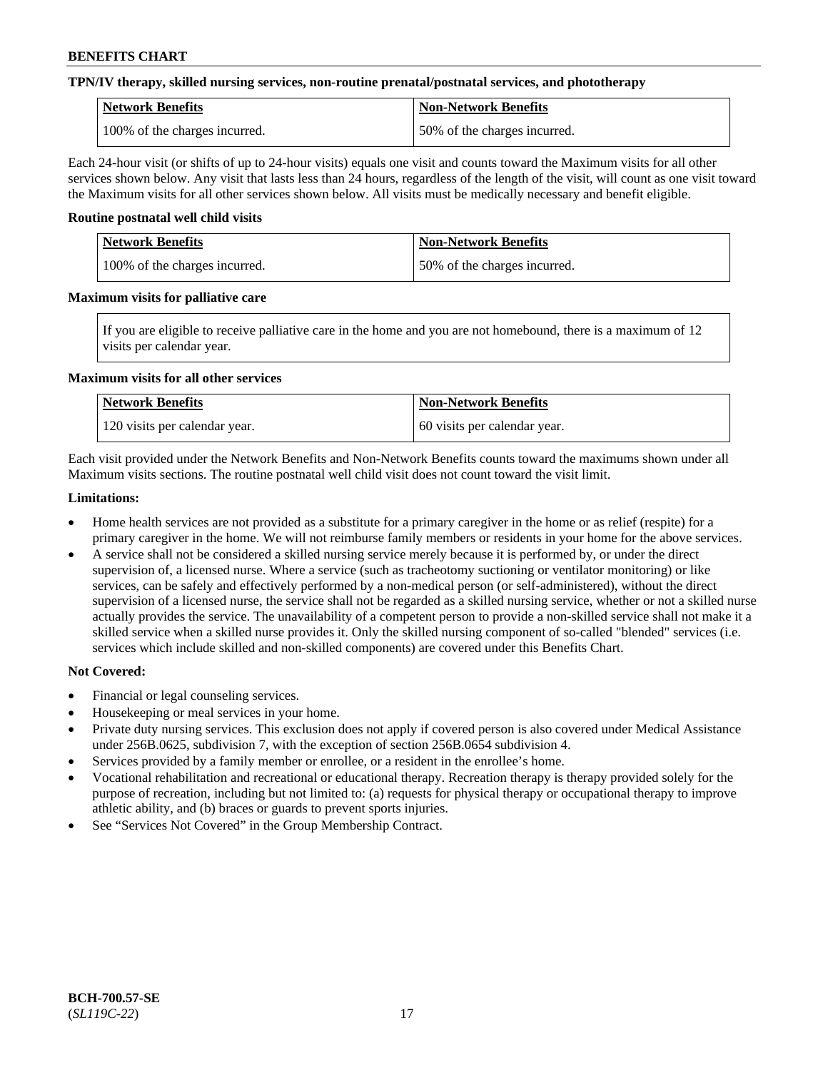**TPN/IV therapy, skilled nursing services, non-routine prenatal/postnatal services, and phototherapy**

| Network Benefits | Non-Network Benefits |
| --- | --- |
| 100% of the charges incurred. | 50% of the charges incurred. |

Each 24-hour visit (or shifts of up to 24-hour visits) equals one visit and counts toward the Maximum visits for all other services shown below. Any visit that lasts less than 24 hours, regardless of the length of the visit, will count as one visit toward the Maximum visits for all other services shown below. All visits must be medically necessary and benefit eligible.

**Routine postnatal well child visits**

| Network Benefits | Non-Network Benefits |
| --- | --- |
| 100% of the charges incurred. | 50% of the charges incurred. |

**Maximum visits for palliative care**

| If you are eligible to receive palliative care in the home and you are not homebound, there is a maximum of 12 visits per calendar year. |
| --- |

**Maximum visits for all other services**

| Network Benefits | Non-Network Benefits |
| --- | --- |
| 120 visits per calendar year. | 60 visits per calendar year. |

Each visit provided under the Network Benefits and Non-Network Benefits counts toward the maximums shown under all Maximum visits sections. The routine postnatal well child visit does not count toward the visit limit.

**Limitations:**

- Home health services are not provided as a substitute for a primary caregiver in the home or as relief (respite) for a primary caregiver in the home. We will not reimburse family members or residents in your home for the above services.
- A service shall not be considered a skilled nursing service merely because it is performed by, or under the direct supervision of, a licensed nurse. Where a service (such as tracheotomy suctioning or ventilator monitoring) or like services, can be safely and effectively performed by a non-medical person (or self-administered), without the direct supervision of a licensed nurse, the service shall not be regarded as a skilled nursing service, whether or not a skilled nurse actually provides the service. The unavailability of a competent person to provide a non-skilled service shall not make it a skilled service when a skilled nurse provides it. Only the skilled nursing component of so-called "blended" services (i.e. services which include skilled and non-skilled components) are covered under this Benefits Chart.

**Not Covered:**

- Financial or legal counseling services.
- Housekeeping or meal services in your home.
- Private duty nursing services. This exclusion does not apply if covered person is also covered under Medical Assistance under 256B.0625, subdivision 7, with the exception of section 256B.0654 subdivision 4.
- Services provided by a family member or enrollee, or a resident in the enrollee's home.
- Vocational rehabilitation and recreational or educational therapy. Recreation therapy is therapy provided solely for the purpose of recreation, including but not limited to: (a) requests for physical therapy or occupational therapy to improve athletic ability, and (b) braces or guards to prevent sports injuries.
- See "Services Not Covered" in the Group Membership Contract.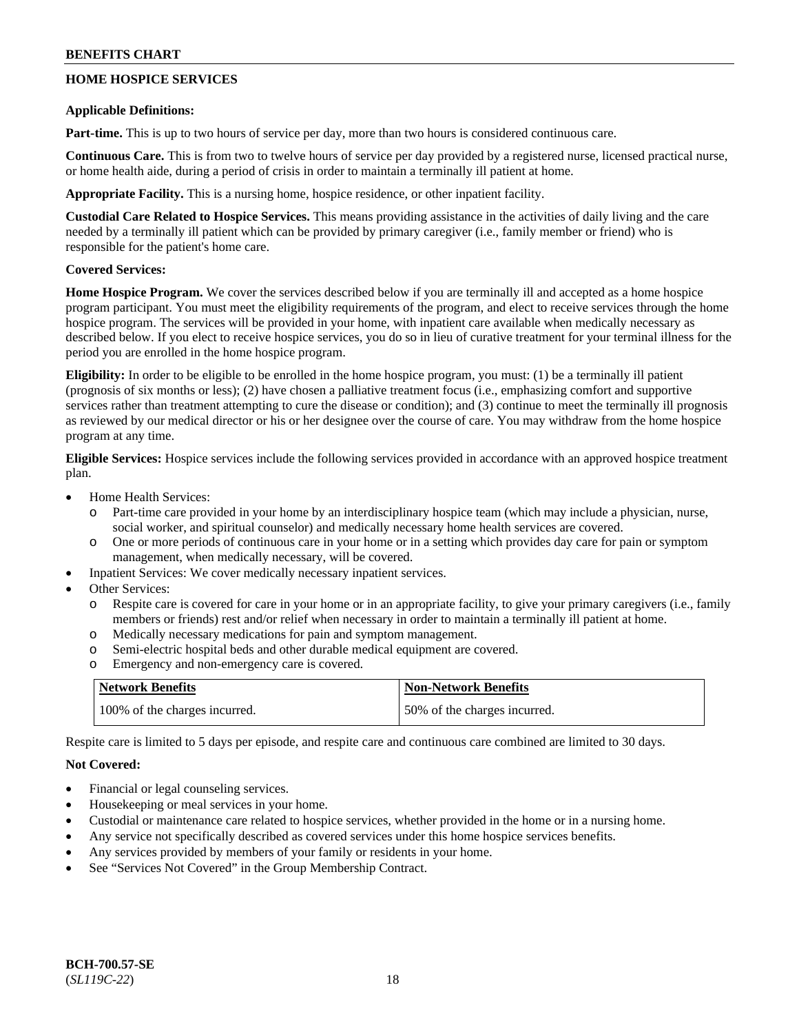## HOME HOSPICE SERVICES

**Applicable Definitions:**

**Part-time.** This is up to two hours of service per day, more than two hours is considered continuous care.

**Continuous Care.** This is from two to twelve hours of service per day provided by a registered nurse, licensed practical nurse, or home health aide, during a period of crisis in order to maintain a terminally ill patient at home.

**Appropriate Facility.** This is a nursing home, hospice residence, or other inpatient facility.

**Custodial Care Related to Hospice Services.** This means providing assistance in the activities of daily living and the care needed by a terminally ill patient which can be provided by primary caregiver (i.e., family member or friend) who is responsible for the patient's home care.

**Covered Services:**

**Home Hospice Program.** We cover the services described below if you are terminally ill and accepted as a home hospice program participant. You must meet the eligibility requirements of the program, and elect to receive services through the home hospice program. The services will be provided in your home, with inpatient care available when medically necessary as described below. If you elect to receive hospice services, you do so in lieu of curative treatment for your terminal illness for the period you are enrolled in the home hospice program.

**Eligibility:** In order to be eligible to be enrolled in the home hospice program, you must: (1) be a terminally ill patient (prognosis of six months or less); (2) have chosen a palliative treatment focus (i.e., emphasizing comfort and supportive services rather than treatment attempting to cure the disease or condition); and (3) continue to meet the terminally ill prognosis as reviewed by our medical director or his or her designee over the course of care. You may withdraw from the home hospice program at any time.

**Eligible Services:** Hospice services include the following services provided in accordance with an approved hospice treatment plan.

- Home Health Services:
  - Part-time care provided in your home by an interdisciplinary hospice team (which may include a physician, nurse, social worker, and spiritual counselor) and medically necessary home health services are covered.
  - One or more periods of continuous care in your home or in a setting which provides day care for pain or symptom management, when medically necessary, will be covered.
- Inpatient Services: We cover medically necessary inpatient services.
- Other Services:
  - Respite care is covered for care in your home or in an appropriate facility, to give your primary caregivers (i.e., family members or friends) rest and/or relief when necessary in order to maintain a terminally ill patient at home.
  - Medically necessary medications for pain and symptom management.
  - Semi-electric hospital beds and other durable medical equipment are covered.
  - Emergency and non-emergency care is covered.

| Network Benefits | Non-Network Benefits |
|---|---|
| 100% of the charges incurred. | 50% of the charges incurred. |

Respite care is limited to 5 days per episode, and respite care and continuous care combined are limited to 30 days.

**Not Covered:**

- Financial or legal counseling services.
- Housekeeping or meal services in your home.
- Custodial or maintenance care related to hospice services, whether provided in the home or in a nursing home.
- Any service not specifically described as covered services under this home hospice services benefits.
- Any services provided by members of your family or residents in your home.
- See "Services Not Covered" in the Group Membership Contract.

**BCH-700.57-SE**
(*SL119C-22*)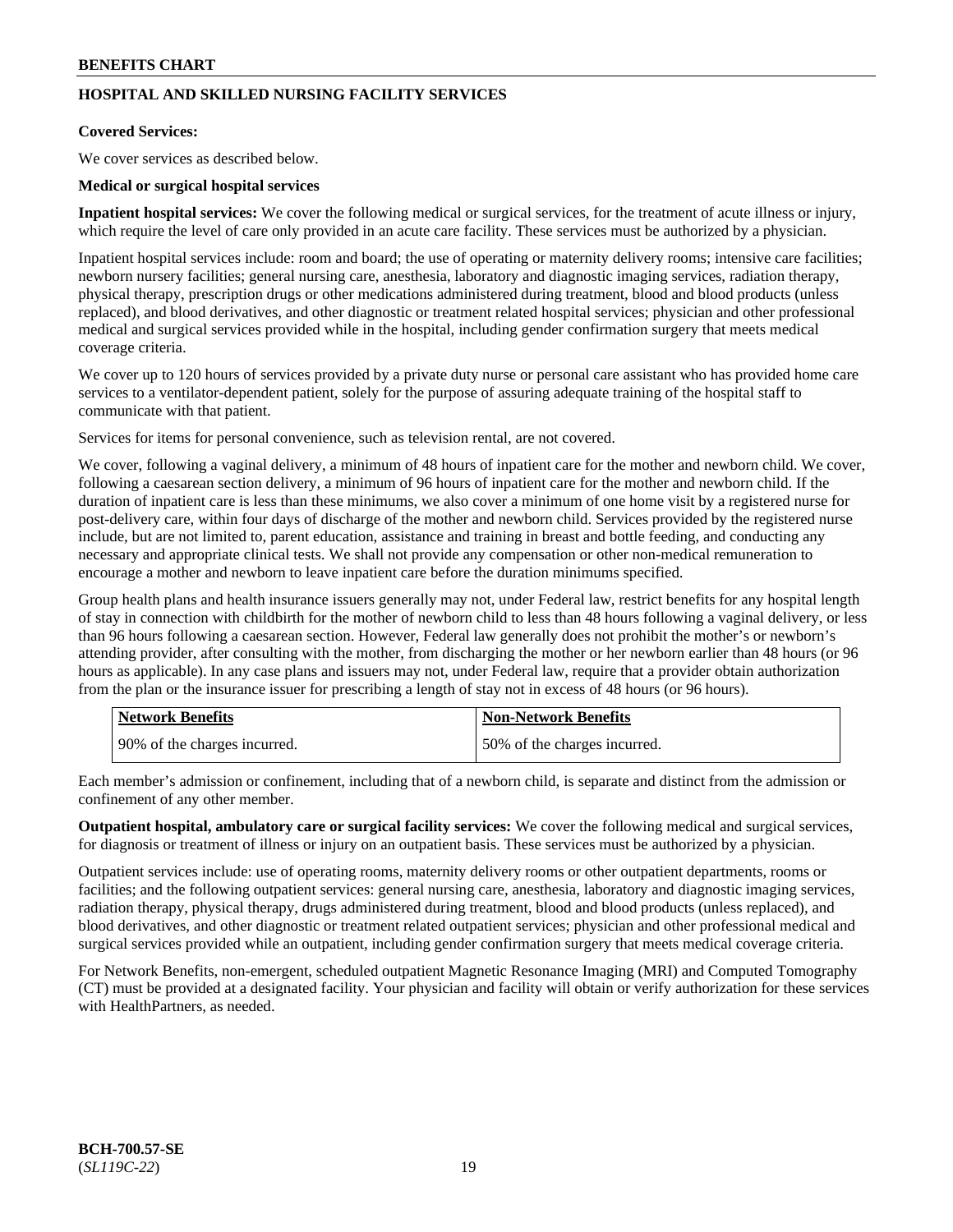## HOSPITAL AND SKILLED NURSING FACILITY SERVICES

**Covered Services:**

We cover services as described below.

**Medical or surgical hospital services**

**Inpatient hospital services:** We cover the following medical or surgical services, for the treatment of acute illness or injury, which require the level of care only provided in an acute care facility. These services must be authorized by a physician.

Inpatient hospital services include: room and board; the use of operating or maternity delivery rooms; intensive care facilities; newborn nursery facilities; general nursing care, anesthesia, laboratory and diagnostic imaging services, radiation therapy, physical therapy, prescription drugs or other medications administered during treatment, blood and blood products (unless replaced), and blood derivatives, and other diagnostic or treatment related hospital services; physician and other professional medical and surgical services provided while in the hospital, including gender confirmation surgery that meets medical coverage criteria.

We cover up to 120 hours of services provided by a private duty nurse or personal care assistant who has provided home care services to a ventilator-dependent patient, solely for the purpose of assuring adequate training of the hospital staff to communicate with that patient.

Services for items for personal convenience, such as television rental, are not covered.

We cover, following a vaginal delivery, a minimum of 48 hours of inpatient care for the mother and newborn child. We cover, following a caesarean section delivery, a minimum of 96 hours of inpatient care for the mother and newborn child. If the duration of inpatient care is less than these minimums, we also cover a minimum of one home visit by a registered nurse for post-delivery care, within four days of discharge of the mother and newborn child. Services provided by the registered nurse include, but are not limited to, parent education, assistance and training in breast and bottle feeding, and conducting any necessary and appropriate clinical tests. We shall not provide any compensation or other non-medical remuneration to encourage a mother and newborn to leave inpatient care before the duration minimums specified.

Group health plans and health insurance issuers generally may not, under Federal law, restrict benefits for any hospital length of stay in connection with childbirth for the mother of newborn child to less than 48 hours following a vaginal delivery, or less than 96 hours following a caesarean section. However, Federal law generally does not prohibit the mother's or newborn's attending provider, after consulting with the mother, from discharging the mother or her newborn earlier than 48 hours (or 96 hours as applicable). In any case plans and issuers may not, under Federal law, require that a provider obtain authorization from the plan or the insurance issuer for prescribing a length of stay not in excess of 48 hours (or 96 hours).

| Network Benefits | Non-Network Benefits |
| --- | --- |
| 90% of the charges incurred. | 50% of the charges incurred. |

Each member's admission or confinement, including that of a newborn child, is separate and distinct from the admission or confinement of any other member.

**Outpatient hospital, ambulatory care or surgical facility services:** We cover the following medical and surgical services, for diagnosis or treatment of illness or injury on an outpatient basis. These services must be authorized by a physician.

Outpatient services include: use of operating rooms, maternity delivery rooms or other outpatient departments, rooms or facilities; and the following outpatient services: general nursing care, anesthesia, laboratory and diagnostic imaging services, radiation therapy, physical therapy, drugs administered during treatment, blood and blood products (unless replaced), and blood derivatives, and other diagnostic or treatment related outpatient services; physician and other professional medical and surgical services provided while an outpatient, including gender confirmation surgery that meets medical coverage criteria.

For Network Benefits, non-emergent, scheduled outpatient Magnetic Resonance Imaging (MRI) and Computed Tomography (CT) must be provided at a designated facility. Your physician and facility will obtain or verify authorization for these services with HealthPartners, as needed.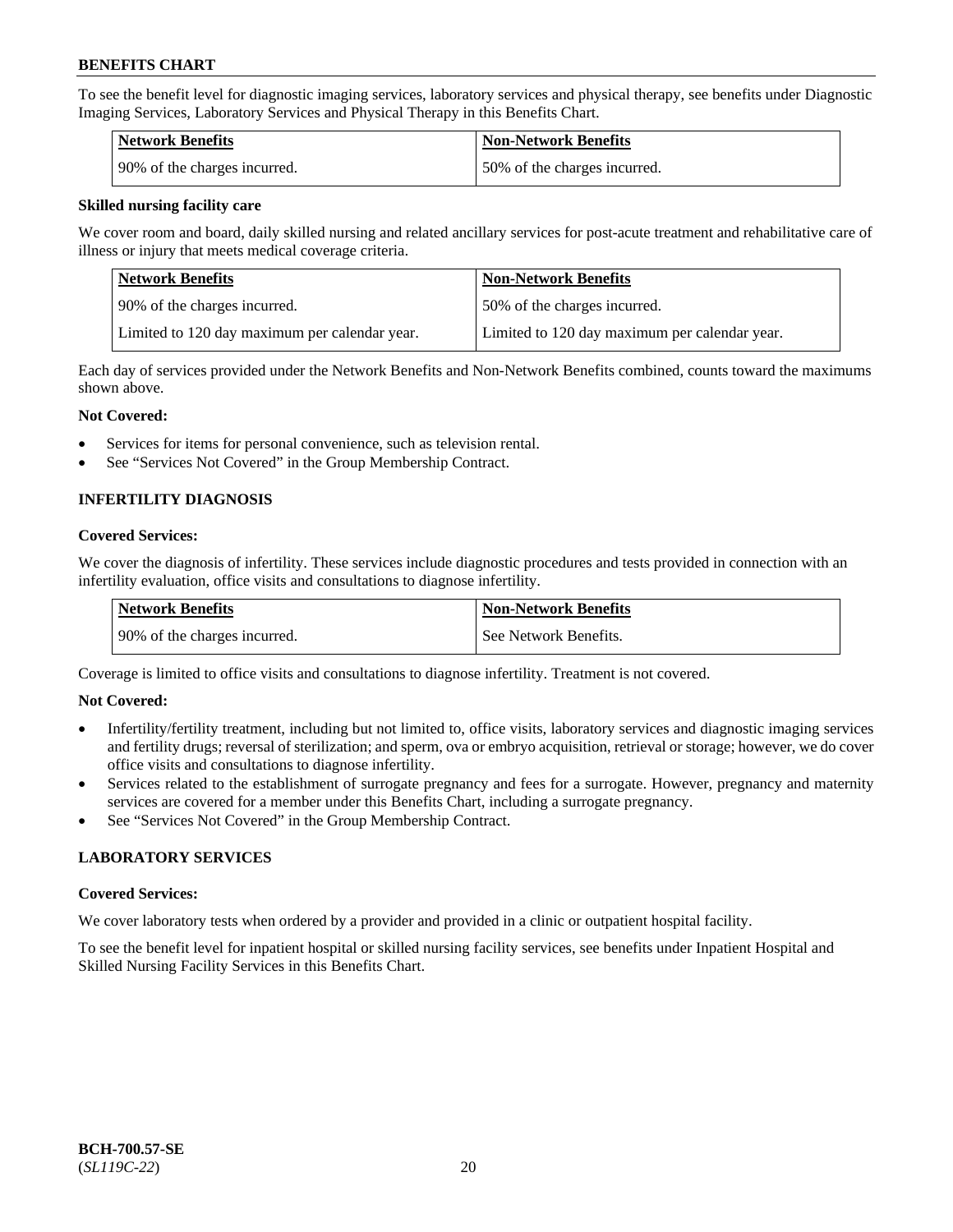To see the benefit level for diagnostic imaging services, laboratory services and physical therapy, see benefits under Diagnostic Imaging Services, Laboratory Services and Physical Therapy in this Benefits Chart.

| Network Benefits | Non-Network Benefits |
| --- | --- |
| 90% of the charges incurred. | 50% of the charges incurred. |

**Skilled nursing facility care**

We cover room and board, daily skilled nursing and related ancillary services for post-acute treatment and rehabilitative care of illness or injury that meets medical coverage criteria.

| Network Benefits | Non-Network Benefits |
| --- | --- |
| 90% of the charges incurred. | 50% of the charges incurred. |
| Limited to 120 day maximum per calendar year. | Limited to 120 day maximum per calendar year. |

Each day of services provided under the Network Benefits and Non-Network Benefits combined, counts toward the maximums shown above.

**Not Covered:**

- Services for items for personal convenience, such as television rental.
- See "Services Not Covered" in the Group Membership Contract.

### INFERTILITY DIAGNOSIS

**Covered Services:**

We cover the diagnosis of infertility. These services include diagnostic procedures and tests provided in connection with an infertility evaluation, office visits and consultations to diagnose infertility.

| Network Benefits | Non-Network Benefits |
| --- | --- |
| 90% of the charges incurred. | See Network Benefits. |

Coverage is limited to office visits and consultations to diagnose infertility. Treatment is not covered.

**Not Covered:**

- Infertility/fertility treatment, including but not limited to, office visits, laboratory services and diagnostic imaging services and fertility drugs; reversal of sterilization; and sperm, ova or embryo acquisition, retrieval or storage; however, we do cover office visits and consultations to diagnose infertility.
- Services related to the establishment of surrogate pregnancy and fees for a surrogate. However, pregnancy and maternity services are covered for a member under this Benefits Chart, including a surrogate pregnancy.
- See "Services Not Covered" in the Group Membership Contract.

### LABORATORY SERVICES

**Covered Services:**

We cover laboratory tests when ordered by a provider and provided in a clinic or outpatient hospital facility.

To see the benefit level for inpatient hospital or skilled nursing facility services, see benefits under Inpatient Hospital and Skilled Nursing Facility Services in this Benefits Chart.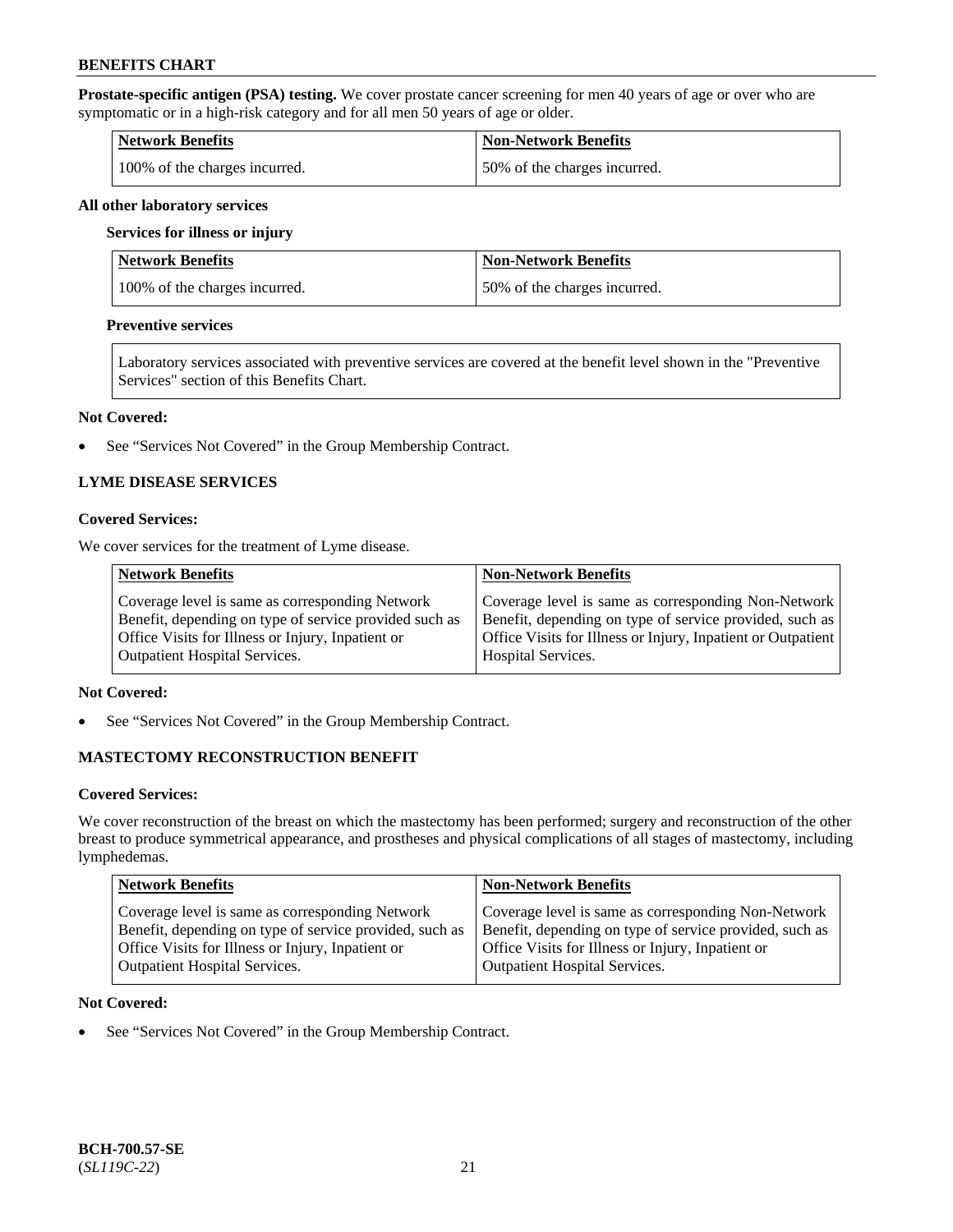**Prostate-specific antigen (PSA) testing.** We cover prostate cancer screening for men 40 years of age or over who are symptomatic or in a high-risk category and for all men 50 years of age or older.

| Network Benefits | Non-Network Benefits |
|---|---|
| 100% of the charges incurred. | 50% of the charges incurred. |

**All other laboratory services**

**Services for illness or injury**

| Network Benefits | Non-Network Benefits |
|---|---|
| 100% of the charges incurred. | 50% of the charges incurred. |

**Preventive services**

Laboratory services associated with preventive services are covered at the benefit level shown in the "Preventive Services" section of this Benefits Chart.

**Not Covered:**

- See "Services Not Covered" in the Group Membership Contract.

### LYME DISEASE SERVICES

**Covered Services:**

We cover services for the treatment of Lyme disease.

| Network Benefits | Non-Network Benefits |
|---|---|
| Coverage level is same as corresponding Network Benefit, depending on type of service provided such as Office Visits for Illness or Injury, Inpatient or Outpatient Hospital Services. | Coverage level is same as corresponding Non-Network Benefit, depending on type of service provided, such as Office Visits for Illness or Injury, Inpatient or Outpatient Hospital Services. |

**Not Covered:**

- See "Services Not Covered" in the Group Membership Contract.

### MASTECTOMY RECONSTRUCTION BENEFIT

**Covered Services:**

We cover reconstruction of the breast on which the mastectomy has been performed; surgery and reconstruction of the other breast to produce symmetrical appearance, and prostheses and physical complications of all stages of mastectomy, including lymphedemas.

| Network Benefits | Non-Network Benefits |
|---|---|
| Coverage level is same as corresponding Network Benefit, depending on type of service provided, such as Office Visits for Illness or Injury, Inpatient or Outpatient Hospital Services. | Coverage level is same as corresponding Non-Network Benefit, depending on type of service provided, such as Office Visits for Illness or Injury, Inpatient or Outpatient Hospital Services. |

**Not Covered:**

- See "Services Not Covered" in the Group Membership Contract.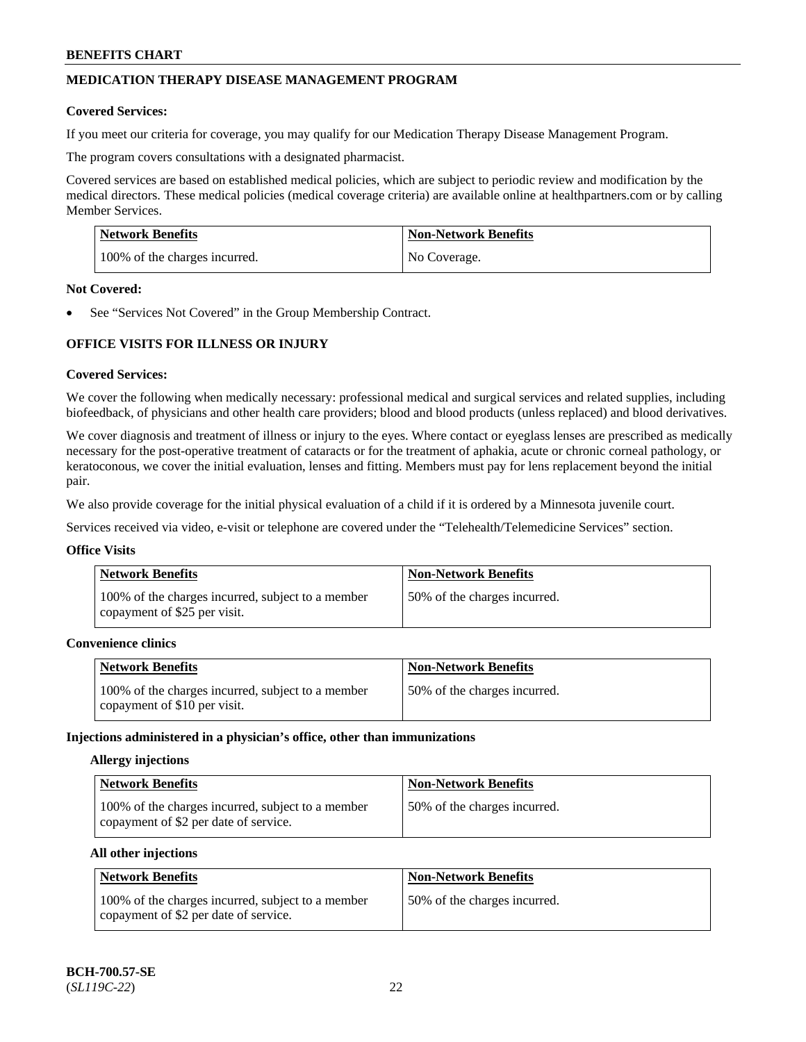## MEDICATION THERAPY DISEASE MANAGEMENT PROGRAM

**Covered Services:**

If you meet our criteria for coverage, you may qualify for our Medication Therapy Disease Management Program.

The program covers consultations with a designated pharmacist.

Covered services are based on established medical policies, which are subject to periodic review and modification by the medical directors. These medical policies (medical coverage criteria) are available online at healthpartners.com or by calling Member Services.

| Network Benefits | Non-Network Benefits |
|---|---|
| 100% of the charges incurred. | No Coverage. |

**Not Covered:**

- See "Services Not Covered" in the Group Membership Contract.

## OFFICE VISITS FOR ILLNESS OR INJURY

**Covered Services:**

We cover the following when medically necessary: professional medical and surgical services and related supplies, including biofeedback, of physicians and other health care providers; blood and blood products (unless replaced) and blood derivatives.

We cover diagnosis and treatment of illness or injury to the eyes. Where contact or eyeglass lenses are prescribed as medically necessary for the post-operative treatment of cataracts or for the treatment of aphakia, acute or chronic corneal pathology, or keratoconous, we cover the initial evaluation, lenses and fitting. Members must pay for lens replacement beyond the initial pair.

We also provide coverage for the initial physical evaluation of a child if it is ordered by a Minnesota juvenile court.

Services received via video, e-visit or telephone are covered under the "Telehealth/Telemedicine Services" section.

**Office Visits**

| Network Benefits | Non-Network Benefits |
|---|---|
| 100% of the charges incurred, subject to a member copayment of $25 per visit. | 50% of the charges incurred. |

**Convenience clinics**

| Network Benefits | Non-Network Benefits |
|---|---|
| 100% of the charges incurred, subject to a member copayment of $10 per visit. | 50% of the charges incurred. |

**Injections administered in a physician's office, other than immunizations**

**Allergy injections**

| Network Benefits | Non-Network Benefits |
|---|---|
| 100% of the charges incurred, subject to a member copayment of $2 per date of service. | 50% of the charges incurred. |

**All other injections**

| Network Benefits | Non-Network Benefits |
|---|---|
| 100% of the charges incurred, subject to a member copayment of $2 per date of service. | 50% of the charges incurred. |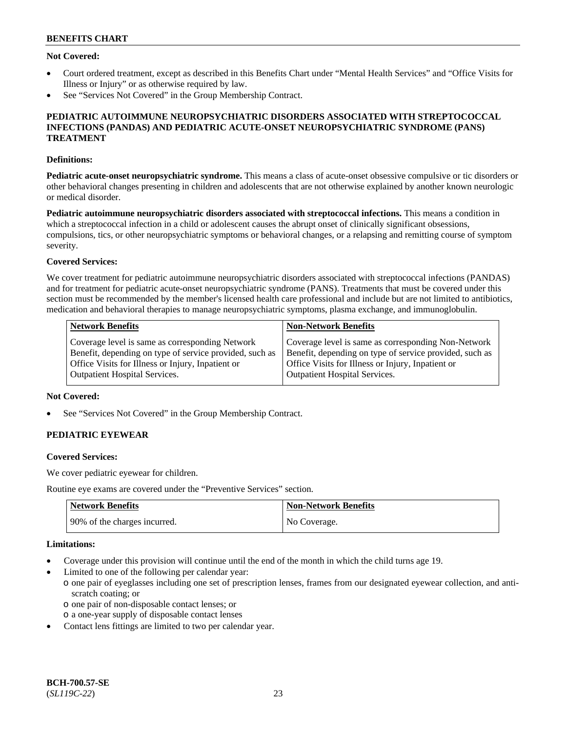**Not Covered:**

- Court ordered treatment, except as described in this Benefits Chart under "Mental Health Services" and "Office Visits for Illness or Injury" or as otherwise required by law.
- See "Services Not Covered" in the Group Membership Contract.

## PEDIATRIC AUTOIMMUNE NEUROPSYCHIATRIC DISORDERS ASSOCIATED WITH STREPTOCOCCAL INFECTIONS (PANDAS) AND PEDIATRIC ACUTE-ONSET NEUROPSYCHIATRIC SYNDROME (PANS) TREATMENT

**Definitions:**

**Pediatric acute-onset neuropsychiatric syndrome.** This means a class of acute-onset obsessive compulsive or tic disorders or other behavioral changes presenting in children and adolescents that are not otherwise explained by another known neurologic or medical disorder.

**Pediatric autoimmune neuropsychiatric disorders associated with streptococcal infections.** This means a condition in which a streptococcal infection in a child or adolescent causes the abrupt onset of clinically significant obsessions, compulsions, tics, or other neuropsychiatric symptoms or behavioral changes, or a relapsing and remitting course of symptom severity.

**Covered Services:**

We cover treatment for pediatric autoimmune neuropsychiatric disorders associated with streptococcal infections (PANDAS) and for treatment for pediatric acute-onset neuropsychiatric syndrome (PANS). Treatments that must be covered under this section must be recommended by the member's licensed health care professional and include but are not limited to antibiotics, medication and behavioral therapies to manage neuropsychiatric symptoms, plasma exchange, and immunoglobulin.

| Network Benefits | Non-Network Benefits |
| --- | --- |
| Coverage level is same as corresponding Network Benefit, depending on type of service provided, such as Office Visits for Illness or Injury, Inpatient or Outpatient Hospital Services. | Coverage level is same as corresponding Non-Network Benefit, depending on type of service provided, such as Office Visits for Illness or Injury, Inpatient or Outpatient Hospital Services. |

**Not Covered:**

- See "Services Not Covered" in the Group Membership Contract.

## PEDIATRIC EYEWEAR

**Covered Services:**

We cover pediatric eyewear for children.

Routine eye exams are covered under the "Preventive Services" section.

| Network Benefits | Non-Network Benefits |
| --- | --- |
| 90% of the charges incurred. | No Coverage. |

**Limitations:**

- Coverage under this provision will continue until the end of the month in which the child turns age 19.
- Limited to one of the following per calendar year:
  - one pair of eyeglasses including one set of prescription lenses, frames from our designated eyewear collection, and anti-scratch coating; or
  - one pair of non-disposable contact lenses; or
  - a one-year supply of disposable contact lenses
- Contact lens fittings are limited to two per calendar year.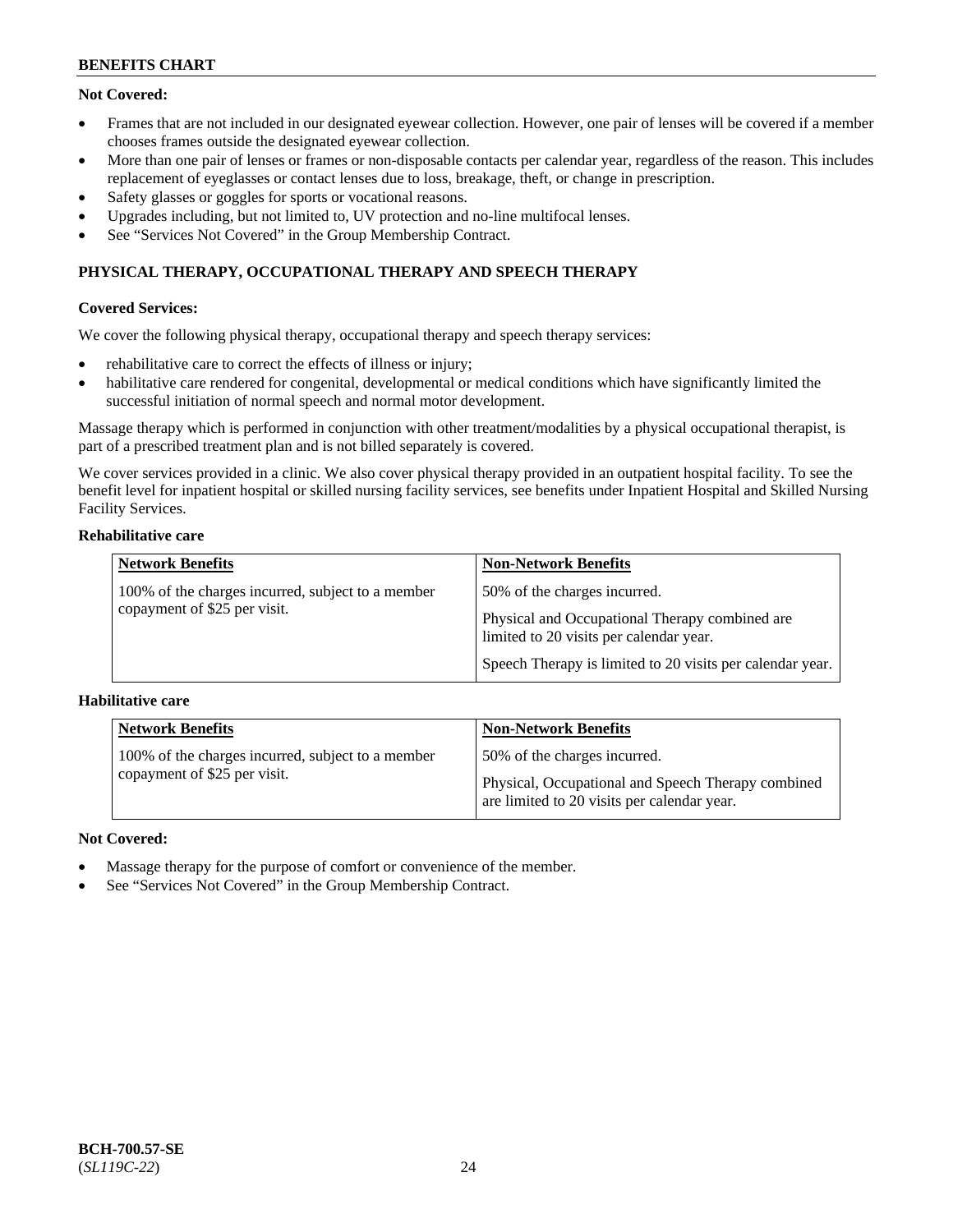**Not Covered:**

- Frames that are not included in our designated eyewear collection. However, one pair of lenses will be covered if a member chooses frames outside the designated eyewear collection.
- More than one pair of lenses or frames or non-disposable contacts per calendar year, regardless of the reason. This includes replacement of eyeglasses or contact lenses due to loss, breakage, theft, or change in prescription.
- Safety glasses or goggles for sports or vocational reasons.
- Upgrades including, but not limited to, UV protection and no-line multifocal lenses.
- See "Services Not Covered" in the Group Membership Contract.

## PHYSICAL THERAPY, OCCUPATIONAL THERAPY AND SPEECH THERAPY

**Covered Services:**

We cover the following physical therapy, occupational therapy and speech therapy services:

- rehabilitative care to correct the effects of illness or injury;
- habilitative care rendered for congenital, developmental or medical conditions which have significantly limited the successful initiation of normal speech and normal motor development.

Massage therapy which is performed in conjunction with other treatment/modalities by a physical occupational therapist, is part of a prescribed treatment plan and is not billed separately is covered.

We cover services provided in a clinic. We also cover physical therapy provided in an outpatient hospital facility. To see the benefit level for inpatient hospital or skilled nursing facility services, see benefits under Inpatient Hospital and Skilled Nursing Facility Services.

**Rehabilitative care**

| Network Benefits | Non-Network Benefits |
|---|---|
| 100% of the charges incurred, subject to a member copayment of $25 per visit. | 50% of the charges incurred.<br><br>Physical and Occupational Therapy combined are limited to 20 visits per calendar year.<br><br>Speech Therapy is limited to 20 visits per calendar year. |

**Habilitative care**

| Network Benefits | Non-Network Benefits |
|---|---|
| 100% of the charges incurred, subject to a member copayment of $25 per visit. | 50% of the charges incurred.<br><br>Physical, Occupational and Speech Therapy combined are limited to 20 visits per calendar year. |

**Not Covered:**

- Massage therapy for the purpose of comfort or convenience of the member.
- See "Services Not Covered" in the Group Membership Contract.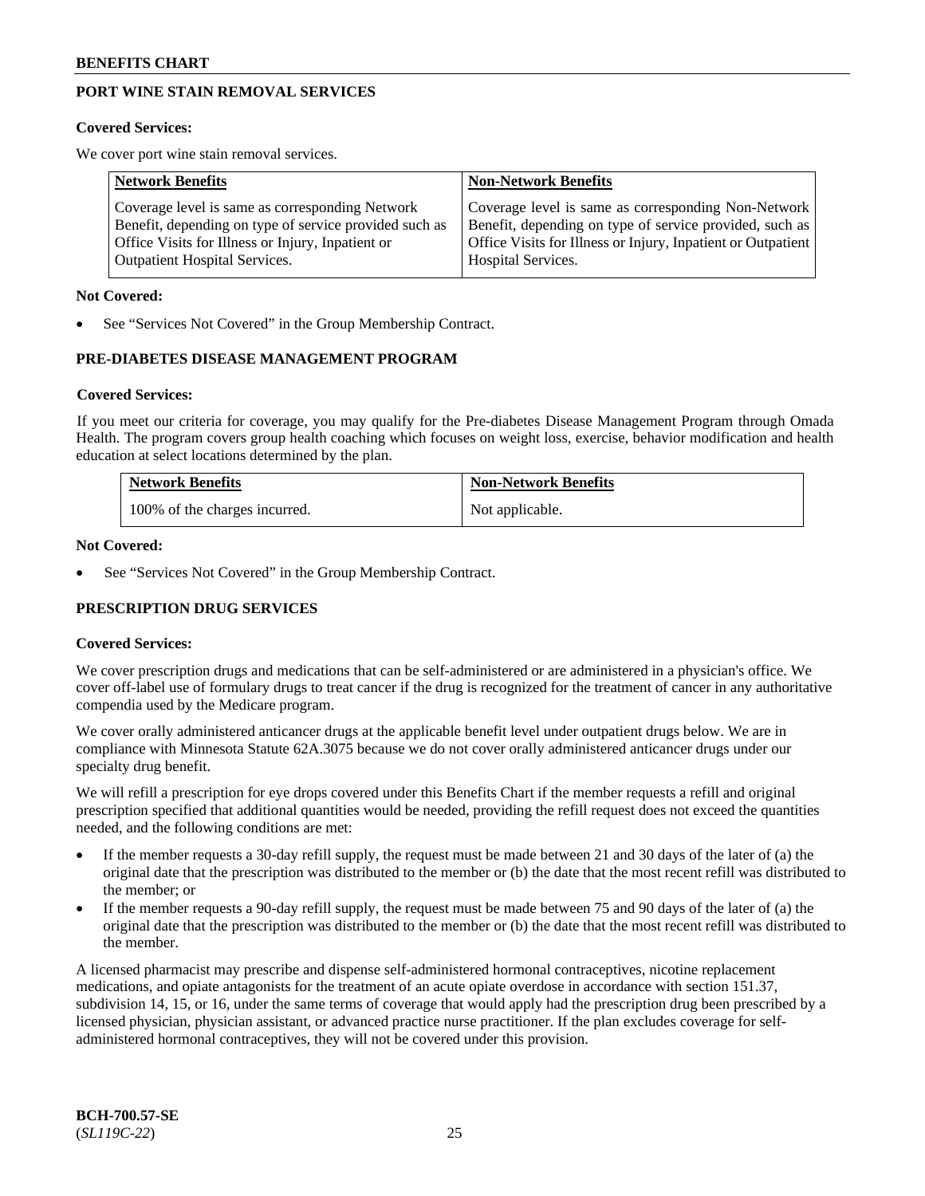## PORT WINE STAIN REMOVAL SERVICES

**Covered Services:**

We cover port wine stain removal services.

| Network Benefits | Non-Network Benefits |
| --- | --- |
| Coverage level is same as corresponding Network Benefit, depending on type of service provided such as Office Visits for Illness or Injury, Inpatient or Outpatient Hospital Services. | Coverage level is same as corresponding Non-Network Benefit, depending on type of service provided, such as Office Visits for Illness or Injury, Inpatient or Outpatient Hospital Services. |

**Not Covered:**

- See "Services Not Covered" in the Group Membership Contract.

## PRE-DIABETES DISEASE MANAGEMENT PROGRAM

**Covered Services:**

If you meet our criteria for coverage, you may qualify for the Pre-diabetes Disease Management Program through Omada Health. The program covers group health coaching which focuses on weight loss, exercise, behavior modification and health education at select locations determined by the plan.

| Network Benefits | Non-Network Benefits |
| --- | --- |
| 100% of the charges incurred. | Not applicable. |

**Not Covered:**

- See "Services Not Covered" in the Group Membership Contract.

## PRESCRIPTION DRUG SERVICES

**Covered Services:**

We cover prescription drugs and medications that can be self-administered or are administered in a physician's office. We cover off-label use of formulary drugs to treat cancer if the drug is recognized for the treatment of cancer in any authoritative compendia used by the Medicare program.

We cover orally administered anticancer drugs at the applicable benefit level under outpatient drugs below. We are in compliance with Minnesota Statute 62A.3075 because we do not cover orally administered anticancer drugs under our specialty drug benefit.

We will refill a prescription for eye drops covered under this Benefits Chart if the member requests a refill and original prescription specified that additional quantities would be needed, providing the refill request does not exceed the quantities needed, and the following conditions are met:

- If the member requests a 30-day refill supply, the request must be made between 21 and 30 days of the later of (a) the original date that the prescription was distributed to the member or (b) the date that the most recent refill was distributed to the member; or
- If the member requests a 90-day refill supply, the request must be made between 75 and 90 days of the later of (a) the original date that the prescription was distributed to the member or (b) the date that the most recent refill was distributed to the member.

A licensed pharmacist may prescribe and dispense self-administered hormonal contraceptives, nicotine replacement medications, and opiate antagonists for the treatment of an acute opiate overdose in accordance with section 151.37, subdivision 14, 15, or 16, under the same terms of coverage that would apply had the prescription drug been prescribed by a licensed physician, physician assistant, or advanced practice nurse practitioner. If the plan excludes coverage for self-administered hormonal contraceptives, they will not be covered under this provision.

**BCH-700.57-SE**
(*SL119C-22*)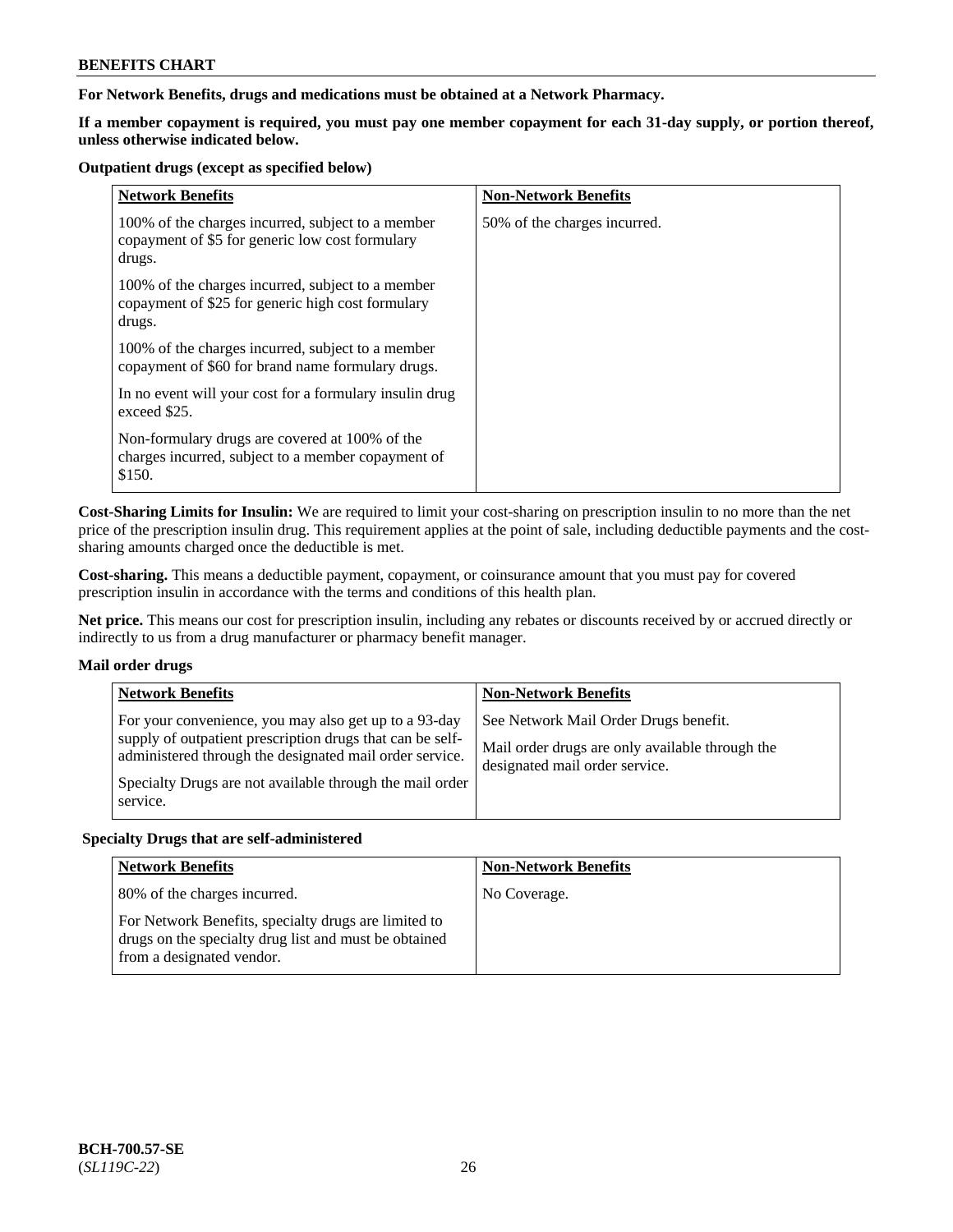**For Network Benefits, drugs and medications must be obtained at a Network Pharmacy.**

**If a member copayment is required, you must pay one member copayment for each 31-day supply, or portion thereof, unless otherwise indicated below.**

**Outpatient drugs (except as specified below)**

| Network Benefits | Non-Network Benefits |
|---|---|
| 100% of the charges incurred, subject to a member copayment of $5 for generic low cost formulary drugs.<br><br>100% of the charges incurred, subject to a member copayment of $25 for generic high cost formulary drugs.<br><br>100% of the charges incurred, subject to a member copayment of $60 for brand name formulary drugs.<br><br>In no event will your cost for a formulary insulin drug exceed $25.<br><br>Non-formulary drugs are covered at 100% of the charges incurred, subject to a member copayment of $150. | 50% of the charges incurred. |

**Cost-Sharing Limits for Insulin:** We are required to limit your cost-sharing on prescription insulin to no more than the net price of the prescription insulin drug. This requirement applies at the point of sale, including deductible payments and the cost-sharing amounts charged once the deductible is met.

**Cost-sharing.** This means a deductible payment, copayment, or coinsurance amount that you must pay for covered prescription insulin in accordance with the terms and conditions of this health plan.

**Net price.** This means our cost for prescription insulin, including any rebates or discounts received by or accrued directly or indirectly to us from a drug manufacturer or pharmacy benefit manager.

**Mail order drugs**

| Network Benefits | Non-Network Benefits |
|---|---|
| For your convenience, you may also get up to a 93-day supply of outpatient prescription drugs that can be self-administered through the designated mail order service.<br><br>Specialty Drugs are not available through the mail order service. | See Network Mail Order Drugs benefit.<br><br>Mail order drugs are only available through the designated mail order service. |

**Specialty Drugs that are self-administered**

| Network Benefits | Non-Network Benefits |
|---|---|
| 80% of the charges incurred.<br><br>For Network Benefits, specialty drugs are limited to drugs on the specialty drug list and must be obtained from a designated vendor. | No Coverage. |

BCH-700.57-SE
(*SL119C-22*)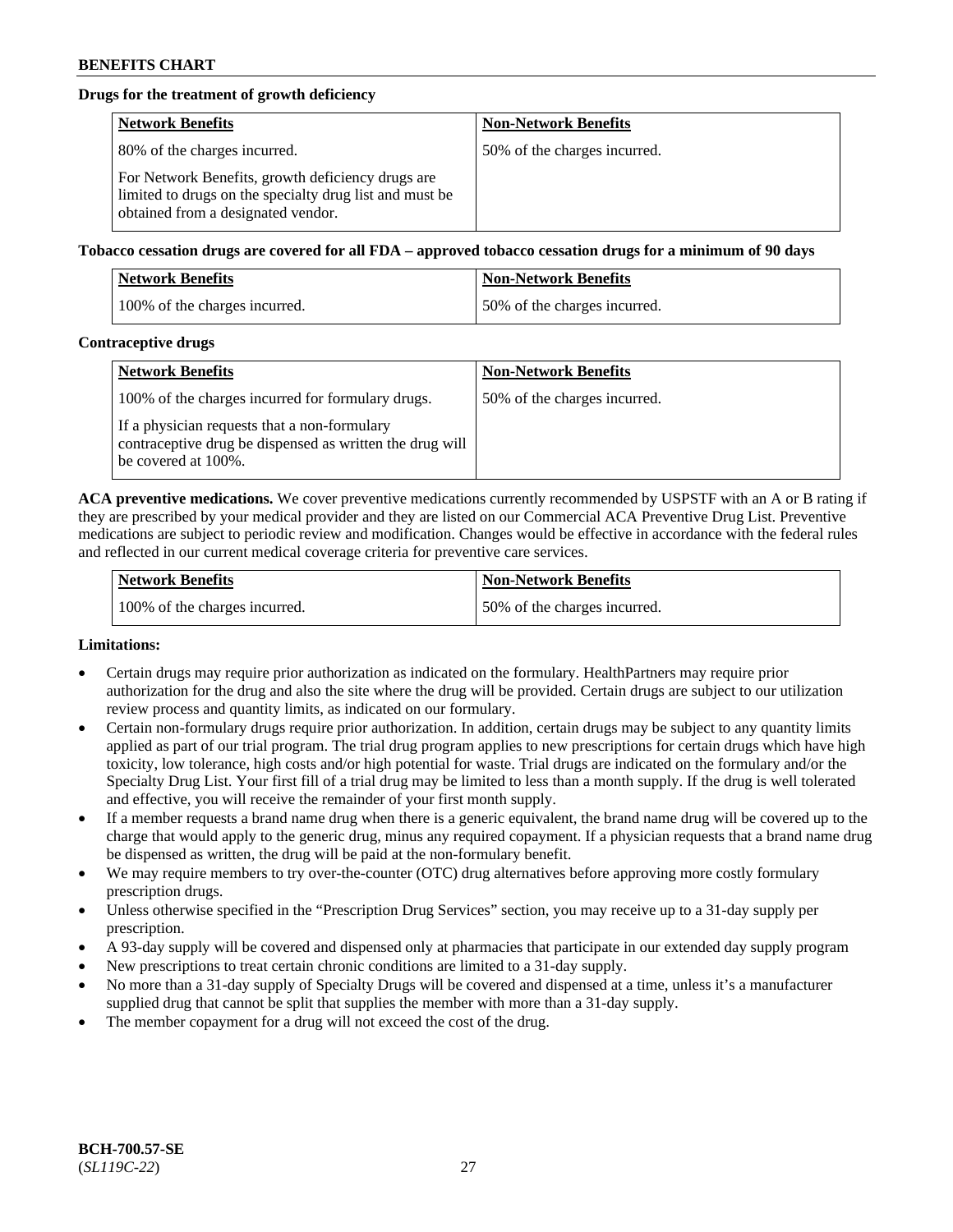**Drugs for the treatment of growth deficiency**

| Network Benefits | Non-Network Benefits |
|---|---|
| 80% of the charges incurred.<br><br>For Network Benefits, growth deficiency drugs are limited to drugs on the specialty drug list and must be obtained from a designated vendor. | 50% of the charges incurred. |

**Tobacco cessation drugs are covered for all FDA – approved tobacco cessation drugs for a minimum of 90 days**

| Network Benefits | Non-Network Benefits |
|---|---|
| 100% of the charges incurred. | 50% of the charges incurred. |

**Contraceptive drugs**

| Network Benefits | Non-Network Benefits |
|---|---|
| 100% of the charges incurred for formulary drugs.<br><br>If a physician requests that a non-formulary contraceptive drug be dispensed as written the drug will be covered at 100%. | 50% of the charges incurred. |

**ACA preventive medications.** We cover preventive medications currently recommended by USPSTF with an A or B rating if they are prescribed by your medical provider and they are listed on our Commercial ACA Preventive Drug List. Preventive medications are subject to periodic review and modification. Changes would be effective in accordance with the federal rules and reflected in our current medical coverage criteria for preventive care services.

| Network Benefits | Non-Network Benefits |
|---|---|
| 100% of the charges incurred. | 50% of the charges incurred. |

**Limitations:**

- Certain drugs may require prior authorization as indicated on the formulary. HealthPartners may require prior authorization for the drug and also the site where the drug will be provided. Certain drugs are subject to our utilization review process and quantity limits, as indicated on our formulary.
- Certain non-formulary drugs require prior authorization. In addition, certain drugs may be subject to any quantity limits applied as part of our trial program. The trial drug program applies to new prescriptions for certain drugs which have high toxicity, low tolerance, high costs and/or high potential for waste. Trial drugs are indicated on the formulary and/or the Specialty Drug List. Your first fill of a trial drug may be limited to less than a month supply. If the drug is well tolerated and effective, you will receive the remainder of your first month supply.
- If a member requests a brand name drug when there is a generic equivalent, the brand name drug will be covered up to the charge that would apply to the generic drug, minus any required copayment. If a physician requests that a brand name drug be dispensed as written, the drug will be paid at the non-formulary benefit.
- We may require members to try over-the-counter (OTC) drug alternatives before approving more costly formulary prescription drugs.
- Unless otherwise specified in the "Prescription Drug Services" section, you may receive up to a 31-day supply per prescription.
- A 93-day supply will be covered and dispensed only at pharmacies that participate in our extended day supply program
- New prescriptions to treat certain chronic conditions are limited to a 31-day supply.
- No more than a 31-day supply of Specialty Drugs will be covered and dispensed at a time, unless it's a manufacturer supplied drug that cannot be split that supplies the member with more than a 31-day supply.
- The member copayment for a drug will not exceed the cost of the drug.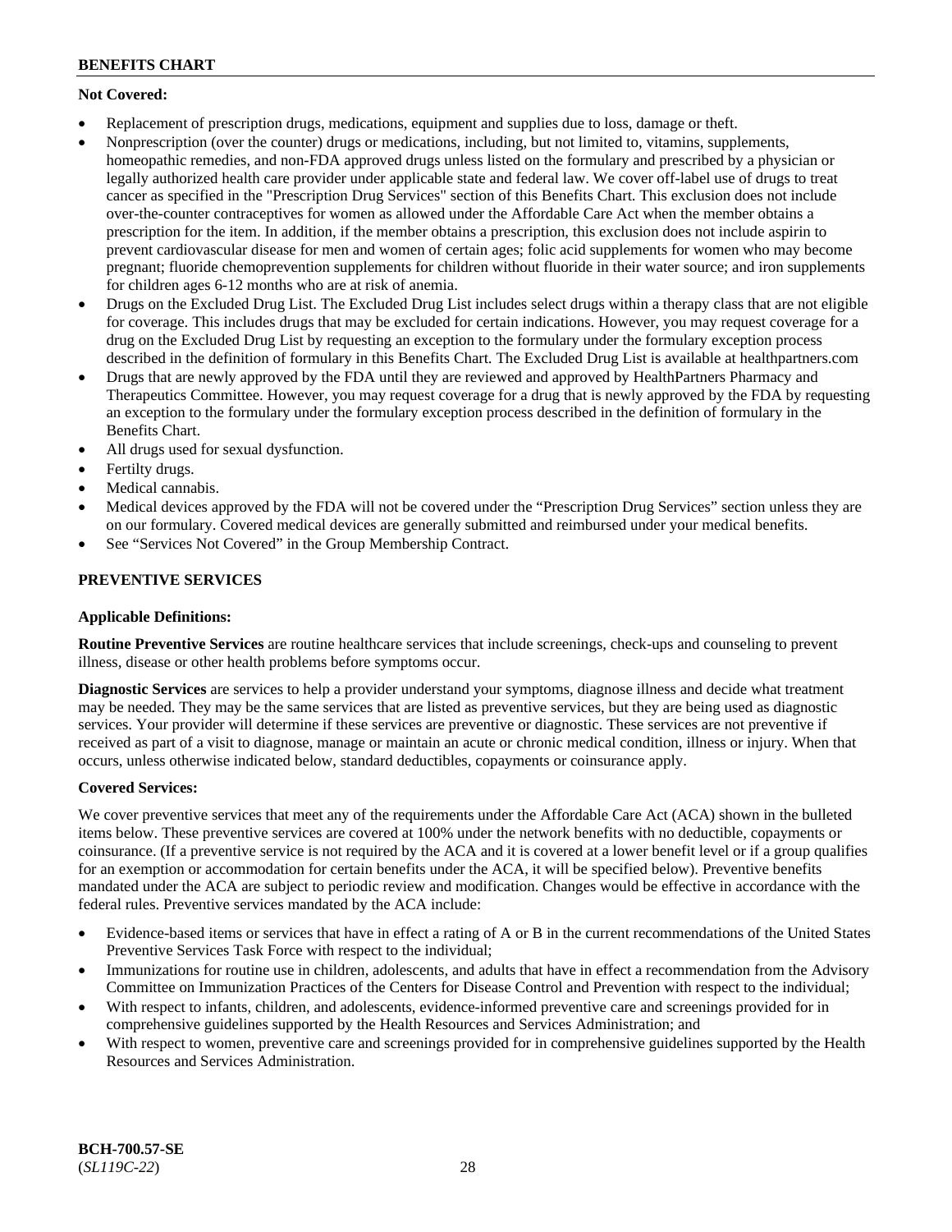**Not Covered:**

- Replacement of prescription drugs, medications, equipment and supplies due to loss, damage or theft.
- Nonprescription (over the counter) drugs or medications, including, but not limited to, vitamins, supplements, homeopathic remedies, and non-FDA approved drugs unless listed on the formulary and prescribed by a physician or legally authorized health care provider under applicable state and federal law. We cover off-label use of drugs to treat cancer as specified in the "Prescription Drug Services" section of this Benefits Chart. This exclusion does not include over-the-counter contraceptives for women as allowed under the Affordable Care Act when the member obtains a prescription for the item. In addition, if the member obtains a prescription, this exclusion does not include aspirin to prevent cardiovascular disease for men and women of certain ages; folic acid supplements for women who may become pregnant; fluoride chemoprevention supplements for children without fluoride in their water source; and iron supplements for children ages 6-12 months who are at risk of anemia.
- Drugs on the Excluded Drug List. The Excluded Drug List includes select drugs within a therapy class that are not eligible for coverage. This includes drugs that may be excluded for certain indications. However, you may request coverage for a drug on the Excluded Drug List by requesting an exception to the formulary under the formulary exception process described in the definition of formulary in this Benefits Chart. The Excluded Drug List is available at healthpartners.com
- Drugs that are newly approved by the FDA until they are reviewed and approved by HealthPartners Pharmacy and Therapeutics Committee. However, you may request coverage for a drug that is newly approved by the FDA by requesting an exception to the formulary under the formulary exception process described in the definition of formulary in the Benefits Chart.
- All drugs used for sexual dysfunction.
- Fertilty drugs.
- Medical cannabis.
- Medical devices approved by the FDA will not be covered under the "Prescription Drug Services" section unless they are on our formulary. Covered medical devices are generally submitted and reimbursed under your medical benefits.
- See "Services Not Covered" in the Group Membership Contract.

## PREVENTIVE SERVICES

**Applicable Definitions:**

**Routine Preventive Services** are routine healthcare services that include screenings, check-ups and counseling to prevent illness, disease or other health problems before symptoms occur.

**Diagnostic Services** are services to help a provider understand your symptoms, diagnose illness and decide what treatment may be needed. They may be the same services that are listed as preventive services, but they are being used as diagnostic services. Your provider will determine if these services are preventive or diagnostic. These services are not preventive if received as part of a visit to diagnose, manage or maintain an acute or chronic medical condition, illness or injury. When that occurs, unless otherwise indicated below, standard deductibles, copayments or coinsurance apply.

**Covered Services:**

We cover preventive services that meet any of the requirements under the Affordable Care Act (ACA) shown in the bulleted items below. These preventive services are covered at 100% under the network benefits with no deductible, copayments or coinsurance. (If a preventive service is not required by the ACA and it is covered at a lower benefit level or if a group qualifies for an exemption or accommodation for certain benefits under the ACA, it will be specified below). Preventive benefits mandated under the ACA are subject to periodic review and modification. Changes would be effective in accordance with the federal rules. Preventive services mandated by the ACA include:

- Evidence-based items or services that have in effect a rating of A or B in the current recommendations of the United States Preventive Services Task Force with respect to the individual;
- Immunizations for routine use in children, adolescents, and adults that have in effect a recommendation from the Advisory Committee on Immunization Practices of the Centers for Disease Control and Prevention with respect to the individual;
- With respect to infants, children, and adolescents, evidence-informed preventive care and screenings provided for in comprehensive guidelines supported by the Health Resources and Services Administration; and
- With respect to women, preventive care and screenings provided for in comprehensive guidelines supported by the Health Resources and Services Administration.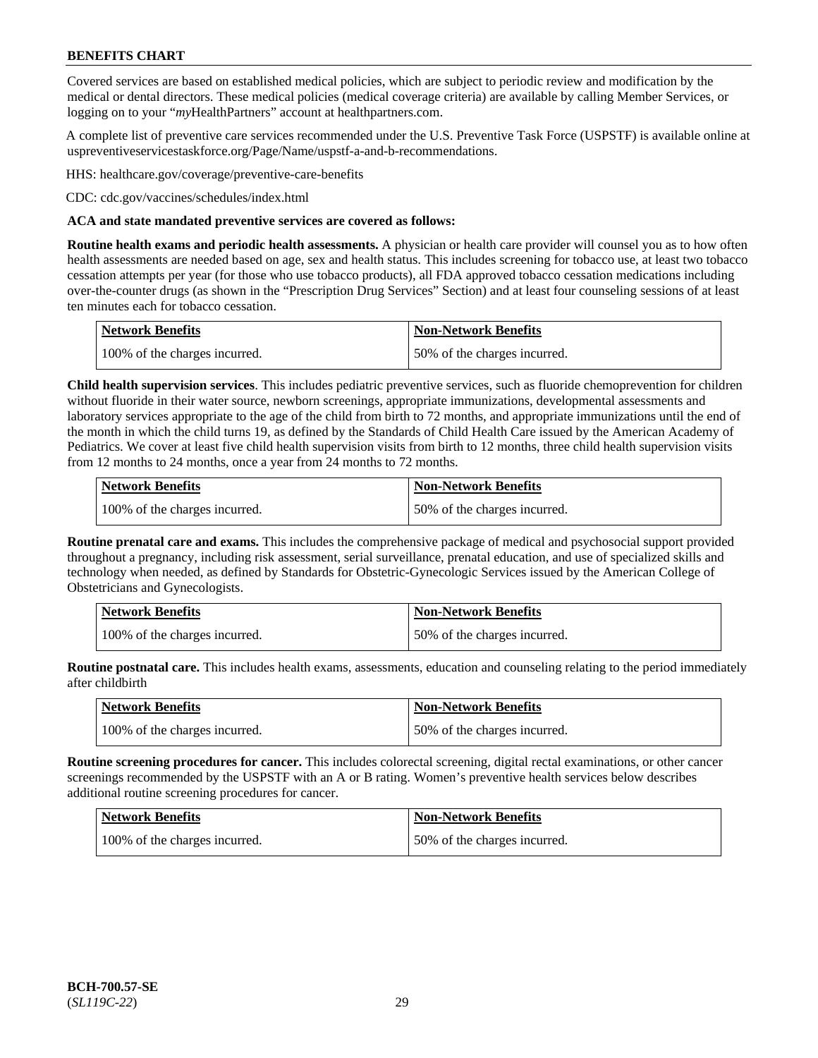Covered services are based on established medical policies, which are subject to periodic review and modification by the medical or dental directors. These medical policies (medical coverage criteria) are available by calling Member Services, or logging on to your "*my*HealthPartners" account at healthpartners.com.

A complete list of preventive care services recommended under the U.S. Preventive Task Force (USPSTF) is available online at uspreventiveservicestaskforce.org/Page/Name/uspstf-a-and-b-recommendations.

HHS: healthcare.gov/coverage/preventive-care-benefits

CDC: cdc.gov/vaccines/schedules/index.html

**ACA and state mandated preventive services are covered as follows:**

**Routine health exams and periodic health assessments.** A physician or health care provider will counsel you as to how often health assessments are needed based on age, sex and health status. This includes screening for tobacco use, at least two tobacco cessation attempts per year (for those who use tobacco products), all FDA approved tobacco cessation medications including over-the-counter drugs (as shown in the "Prescription Drug Services" Section) and at least four counseling sessions of at least ten minutes each for tobacco cessation.

| Network Benefits | Non-Network Benefits |
|---|---|
| 100% of the charges incurred. | 50% of the charges incurred. |

**Child health supervision services**. This includes pediatric preventive services, such as fluoride chemoprevention for children without fluoride in their water source, newborn screenings, appropriate immunizations, developmental assessments and laboratory services appropriate to the age of the child from birth to 72 months, and appropriate immunizations until the end of the month in which the child turns 19, as defined by the Standards of Child Health Care issued by the American Academy of Pediatrics. We cover at least five child health supervision visits from birth to 12 months, three child health supervision visits from 12 months to 24 months, once a year from 24 months to 72 months.

| Network Benefits | Non-Network Benefits |
|---|---|
| 100% of the charges incurred. | 50% of the charges incurred. |

**Routine prenatal care and exams.** This includes the comprehensive package of medical and psychosocial support provided throughout a pregnancy, including risk assessment, serial surveillance, prenatal education, and use of specialized skills and technology when needed, as defined by Standards for Obstetric-Gynecologic Services issued by the American College of Obstetricians and Gynecologists.

| Network Benefits | Non-Network Benefits |
|---|---|
| 100% of the charges incurred. | 50% of the charges incurred. |

**Routine postnatal care.** This includes health exams, assessments, education and counseling relating to the period immediately after childbirth

| Network Benefits | Non-Network Benefits |
|---|---|
| 100% of the charges incurred. | 50% of the charges incurred. |

**Routine screening procedures for cancer.** This includes colorectal screening, digital rectal examinations, or other cancer screenings recommended by the USPSTF with an A or B rating. Women's preventive health services below describes additional routine screening procedures for cancer.

| Network Benefits | Non-Network Benefits |
|---|---|
| 100% of the charges incurred. | 50% of the charges incurred. |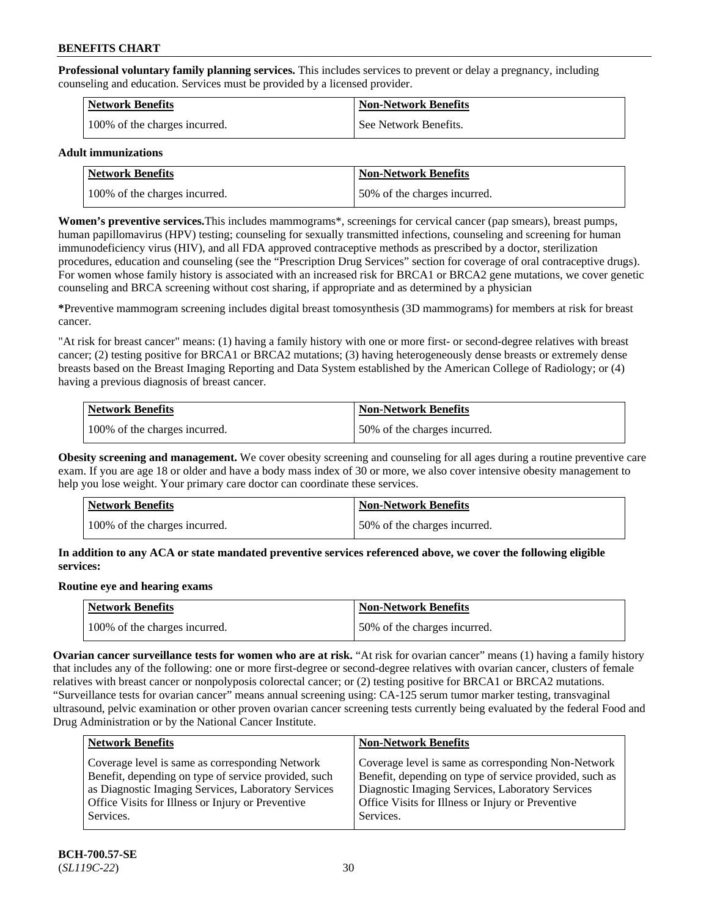**Professional voluntary family planning services.** This includes services to prevent or delay a pregnancy, including counseling and education. Services must be provided by a licensed provider.

| Network Benefits | Non-Network Benefits |
| --- | --- |
| 100% of the charges incurred. | See Network Benefits. |

**Adult immunizations**

| Network Benefits | Non-Network Benefits |
| --- | --- |
| 100% of the charges incurred. | 50% of the charges incurred. |

**Women's preventive services.**This includes mammograms*, screenings for cervical cancer (pap smears), breast pumps, human papillomavirus (HPV) testing; counseling for sexually transmitted infections, counseling and screening for human immunodeficiency virus (HIV), and all FDA approved contraceptive methods as prescribed by a doctor, sterilization procedures, education and counseling (see the "Prescription Drug Services" section for coverage of oral contraceptive drugs). For women whose family history is associated with an increased risk for BRCA1 or BRCA2 gene mutations, we cover genetic counseling and BRCA screening without cost sharing, if appropriate and as determined by a physician

***Preventive mammogram screening includes digital breast tomosynthesis (3D mammograms) for members at risk for breast cancer.

"At risk for breast cancer" means: (1) having a family history with one or more first- or second-degree relatives with breast cancer; (2) testing positive for BRCA1 or BRCA2 mutations; (3) having heterogeneously dense breasts or extremely dense breasts based on the Breast Imaging Reporting and Data System established by the American College of Radiology; or (4) having a previous diagnosis of breast cancer.

| Network Benefits | Non-Network Benefits |
| --- | --- |
| 100% of the charges incurred. | 50% of the charges incurred. |

**Obesity screening and management.** We cover obesity screening and counseling for all ages during a routine preventive care exam. If you are age 18 or older and have a body mass index of 30 or more, we also cover intensive obesity management to help you lose weight. Your primary care doctor can coordinate these services.

| Network Benefits | Non-Network Benefits |
| --- | --- |
| 100% of the charges incurred. | 50% of the charges incurred. |

**In addition to any ACA or state mandated preventive services referenced above, we cover the following eligible services:**

**Routine eye and hearing exams**

| Network Benefits | Non-Network Benefits |
| --- | --- |
| 100% of the charges incurred. | 50% of the charges incurred. |

**Ovarian cancer surveillance tests for women who are at risk.** "At risk for ovarian cancer" means (1) having a family history that includes any of the following: one or more first-degree or second-degree relatives with ovarian cancer, clusters of female relatives with breast cancer or nonpolyposis colorectal cancer; or (2) testing positive for BRCA1 or BRCA2 mutations. "Surveillance tests for ovarian cancer" means annual screening using: CA-125 serum tumor marker testing, transvaginal ultrasound, pelvic examination or other proven ovarian cancer screening tests currently being evaluated by the federal Food and Drug Administration or by the National Cancer Institute.

| Network Benefits | Non-Network Benefits |
| --- | --- |
| Coverage level is same as corresponding Network Benefit, depending on type of service provided, such as Diagnostic Imaging Services, Laboratory Services Office Visits for Illness or Injury or Preventive Services. | Coverage level is same as corresponding Non-Network Benefit, depending on type of service provided, such as Diagnostic Imaging Services, Laboratory Services Office Visits for Illness or Injury or Preventive Services. |

**BCH-700.57-SE**
(*SL119C-22*)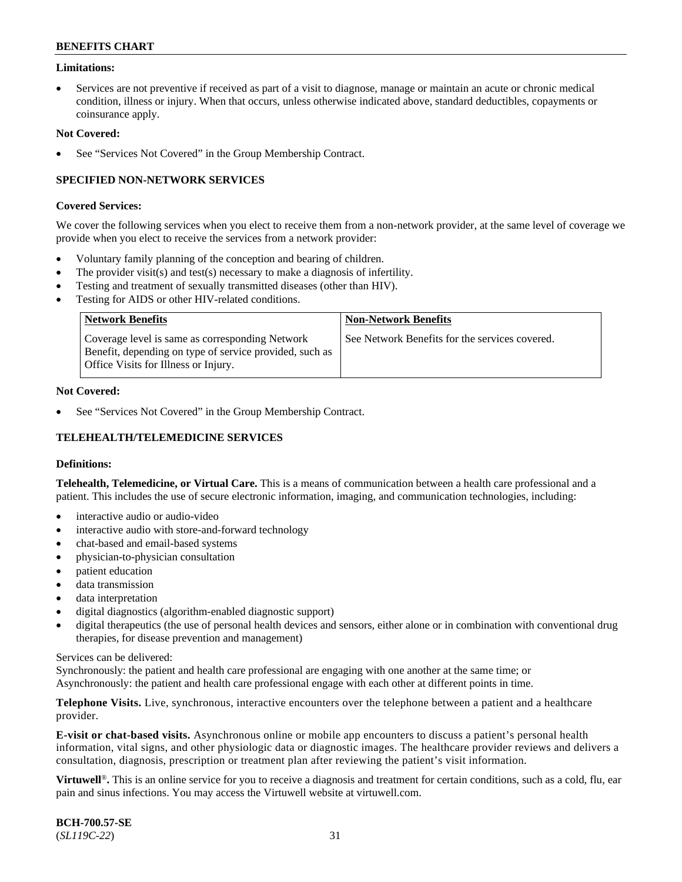**Limitations:**

- Services are not preventive if received as part of a visit to diagnose, manage or maintain an acute or chronic medical condition, illness or injury. When that occurs, unless otherwise indicated above, standard deductibles, copayments or coinsurance apply.

**Not Covered:**

- See "Services Not Covered" in the Group Membership Contract.

### SPECIFIED NON-NETWORK SERVICES

**Covered Services:**

We cover the following services when you elect to receive them from a non-network provider, at the same level of coverage we provide when you elect to receive the services from a network provider:

- Voluntary family planning of the conception and bearing of children.
- The provider visit(s) and test(s) necessary to make a diagnosis of infertility.
- Testing and treatment of sexually transmitted diseases (other than HIV).
- Testing for AIDS or other HIV-related conditions.

| Network Benefits | Non-Network Benefits |
|---|---|
| Coverage level is same as corresponding Network Benefit, depending on type of service provided, such as Office Visits for Illness or Injury. | See Network Benefits for the services covered. |

**Not Covered:**

- See "Services Not Covered" in the Group Membership Contract.

### TELEHEALTH/TELEMEDICINE SERVICES

**Definitions:**

**Telehealth, Telemedicine, or Virtual Care.** This is a means of communication between a health care professional and a patient. This includes the use of secure electronic information, imaging, and communication technologies, including:

- interactive audio or audio-video
- interactive audio with store-and-forward technology
- chat-based and email-based systems
- physician-to-physician consultation
- patient education
- data transmission
- data interpretation
- digital diagnostics (algorithm-enabled diagnostic support)
- digital therapeutics (the use of personal health devices and sensors, either alone or in combination with conventional drug therapies, for disease prevention and management)

Services can be delivered:
Synchronously: the patient and health care professional are engaging with one another at the same time; or
Asynchronously: the patient and health care professional engage with each other at different points in time.

**Telephone Visits.** Live, synchronous, interactive encounters over the telephone between a patient and a healthcare provider.

**E-visit or chat-based visits.** Asynchronous online or mobile app encounters to discuss a patient's personal health information, vital signs, and other physiologic data or diagnostic images. The healthcare provider reviews and delivers a consultation, diagnosis, prescription or treatment plan after reviewing the patient's visit information.

**Virtuwell®.** This is an online service for you to receive a diagnosis and treatment for certain conditions, such as a cold, flu, ear pain and sinus infections. You may access the Virtuwell website at virtuwell.com.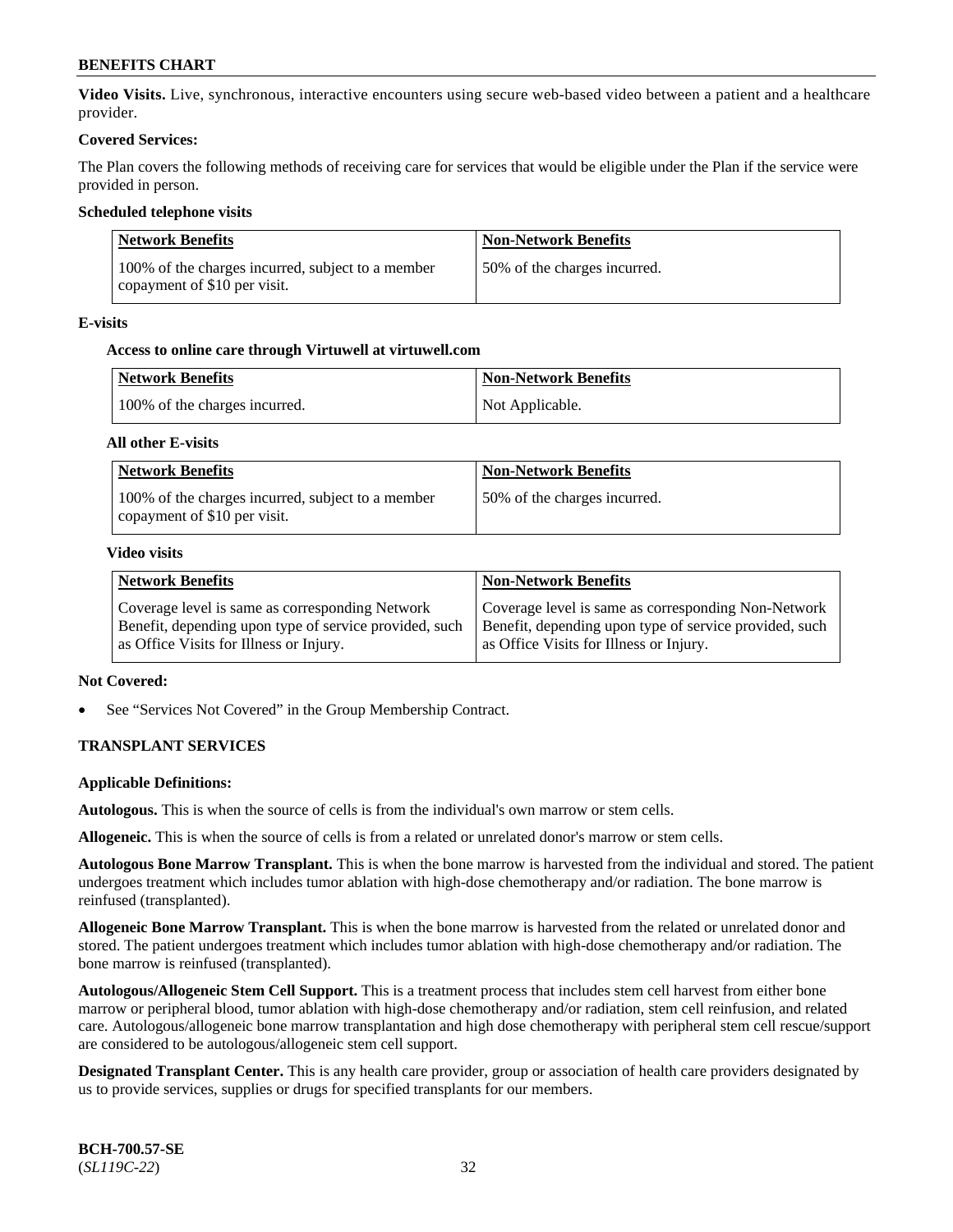**Video Visits.** Live, synchronous, interactive encounters using secure web-based video between a patient and a healthcare provider.

**Covered Services:**

The Plan covers the following methods of receiving care for services that would be eligible under the Plan if the service were provided in person.

**Scheduled telephone visits**

| Network Benefits | Non-Network Benefits |
| --- | --- |
| 100% of the charges incurred, subject to a member copayment of $10 per visit. | 50% of the charges incurred. |

**E-visits**

**Access to online care through Virtuwell at virtuwell.com**

| Network Benefits | Non-Network Benefits |
| --- | --- |
| 100% of the charges incurred. | Not Applicable. |

**All other E-visits**

| Network Benefits | Non-Network Benefits |
| --- | --- |
| 100% of the charges incurred, subject to a member copayment of $10 per visit. | 50% of the charges incurred. |

**Video visits**

| Network Benefits | Non-Network Benefits |
| --- | --- |
| Coverage level is same as corresponding Network Benefit, depending upon type of service provided, such as Office Visits for Illness or Injury. | Coverage level is same as corresponding Non-Network Benefit, depending upon type of service provided, such as Office Visits for Illness or Injury. |

**Not Covered:**

- See "Services Not Covered" in the Group Membership Contract.

## TRANSPLANT SERVICES

**Applicable Definitions:**

**Autologous.** This is when the source of cells is from the individual's own marrow or stem cells.

**Allogeneic.** This is when the source of cells is from a related or unrelated donor's marrow or stem cells.

**Autologous Bone Marrow Transplant.** This is when the bone marrow is harvested from the individual and stored. The patient undergoes treatment which includes tumor ablation with high-dose chemotherapy and/or radiation. The bone marrow is reinfused (transplanted).

**Allogeneic Bone Marrow Transplant.** This is when the bone marrow is harvested from the related or unrelated donor and stored. The patient undergoes treatment which includes tumor ablation with high-dose chemotherapy and/or radiation. The bone marrow is reinfused (transplanted).

**Autologous/Allogeneic Stem Cell Support.** This is a treatment process that includes stem cell harvest from either bone marrow or peripheral blood, tumor ablation with high-dose chemotherapy and/or radiation, stem cell reinfusion, and related care. Autologous/allogeneic bone marrow transplantation and high dose chemotherapy with peripheral stem cell rescue/support are considered to be autologous/allogeneic stem cell support.

**Designated Transplant Center.** This is any health care provider, group or association of health care providers designated by us to provide services, supplies or drugs for specified transplants for our members.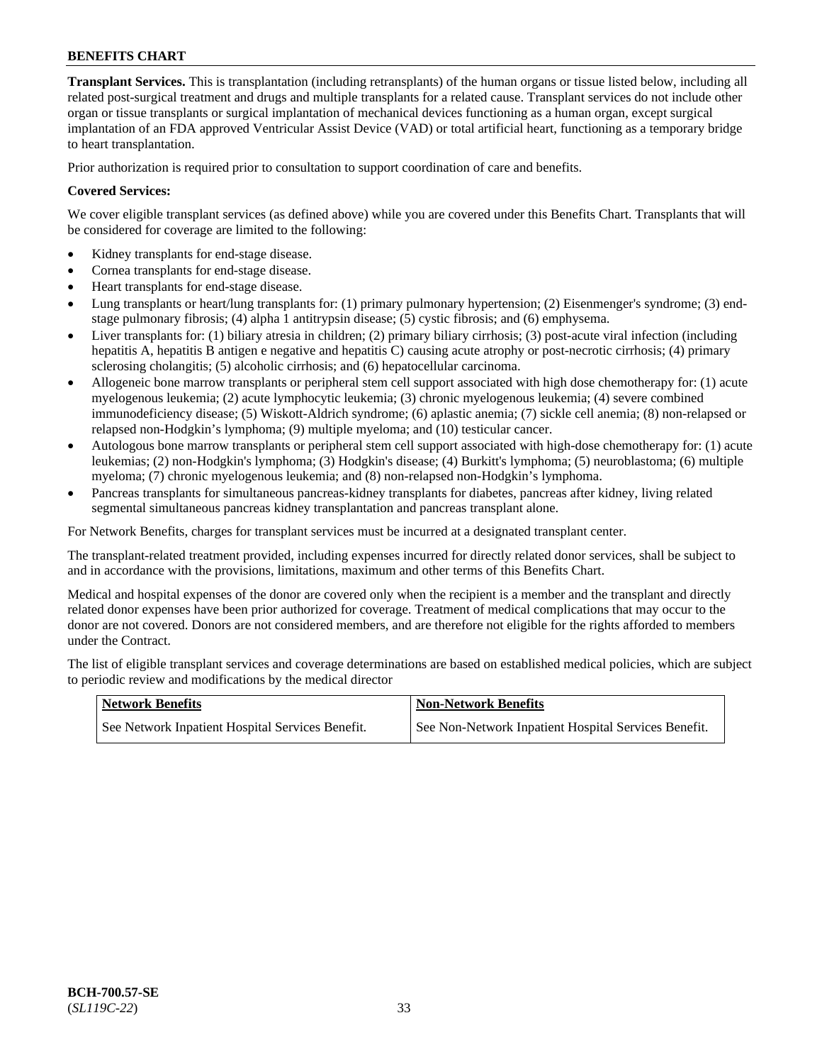**Transplant Services.** This is transplantation (including retransplants) of the human organs or tissue listed below, including all related post-surgical treatment and drugs and multiple transplants for a related cause. Transplant services do not include other organ or tissue transplants or surgical implantation of mechanical devices functioning as a human organ, except surgical implantation of an FDA approved Ventricular Assist Device (VAD) or total artificial heart, functioning as a temporary bridge to heart transplantation.

Prior authorization is required prior to consultation to support coordination of care and benefits.

**Covered Services:**

We cover eligible transplant services (as defined above) while you are covered under this Benefits Chart. Transplants that will be considered for coverage are limited to the following:

- Kidney transplants for end-stage disease.
- Cornea transplants for end-stage disease.
- Heart transplants for end-stage disease.
- Lung transplants or heart/lung transplants for: (1) primary pulmonary hypertension; (2) Eisenmenger's syndrome; (3) end-stage pulmonary fibrosis; (4) alpha 1 antitrypsin disease; (5) cystic fibrosis; and (6) emphysema.
- Liver transplants for: (1) biliary atresia in children; (2) primary biliary cirrhosis; (3) post-acute viral infection (including hepatitis A, hepatitis B antigen e negative and hepatitis C) causing acute atrophy or post-necrotic cirrhosis; (4) primary sclerosing cholangitis; (5) alcoholic cirrhosis; and (6) hepatocellular carcinoma.
- Allogeneic bone marrow transplants or peripheral stem cell support associated with high dose chemotherapy for: (1) acute myelogenous leukemia; (2) acute lymphocytic leukemia; (3) chronic myelogenous leukemia; (4) severe combined immunodeficiency disease; (5) Wiskott-Aldrich syndrome; (6) aplastic anemia; (7) sickle cell anemia; (8) non-relapsed or relapsed non-Hodgkin's lymphoma; (9) multiple myeloma; and (10) testicular cancer.
- Autologous bone marrow transplants or peripheral stem cell support associated with high-dose chemotherapy for: (1) acute leukemias; (2) non-Hodgkin's lymphoma; (3) Hodgkin's disease; (4) Burkitt's lymphoma; (5) neuroblastoma; (6) multiple myeloma; (7) chronic myelogenous leukemia; and (8) non-relapsed non-Hodgkin's lymphoma.
- Pancreas transplants for simultaneous pancreas-kidney transplants for diabetes, pancreas after kidney, living related segmental simultaneous pancreas kidney transplantation and pancreas transplant alone.

For Network Benefits, charges for transplant services must be incurred at a designated transplant center.

The transplant-related treatment provided, including expenses incurred for directly related donor services, shall be subject to and in accordance with the provisions, limitations, maximum and other terms of this Benefits Chart.

Medical and hospital expenses of the donor are covered only when the recipient is a member and the transplant and directly related donor expenses have been prior authorized for coverage. Treatment of medical complications that may occur to the donor are not covered. Donors are not considered members, and are therefore not eligible for the rights afforded to members under the Contract.

The list of eligible transplant services and coverage determinations are based on established medical policies, which are subject to periodic review and modifications by the medical director

| Network Benefits | Non-Network Benefits |
|---|---|
| See Network Inpatient Hospital Services Benefit. | See Non-Network Inpatient Hospital Services Benefit. |

**BCH-700.57-SE**
(*SL119C-22*)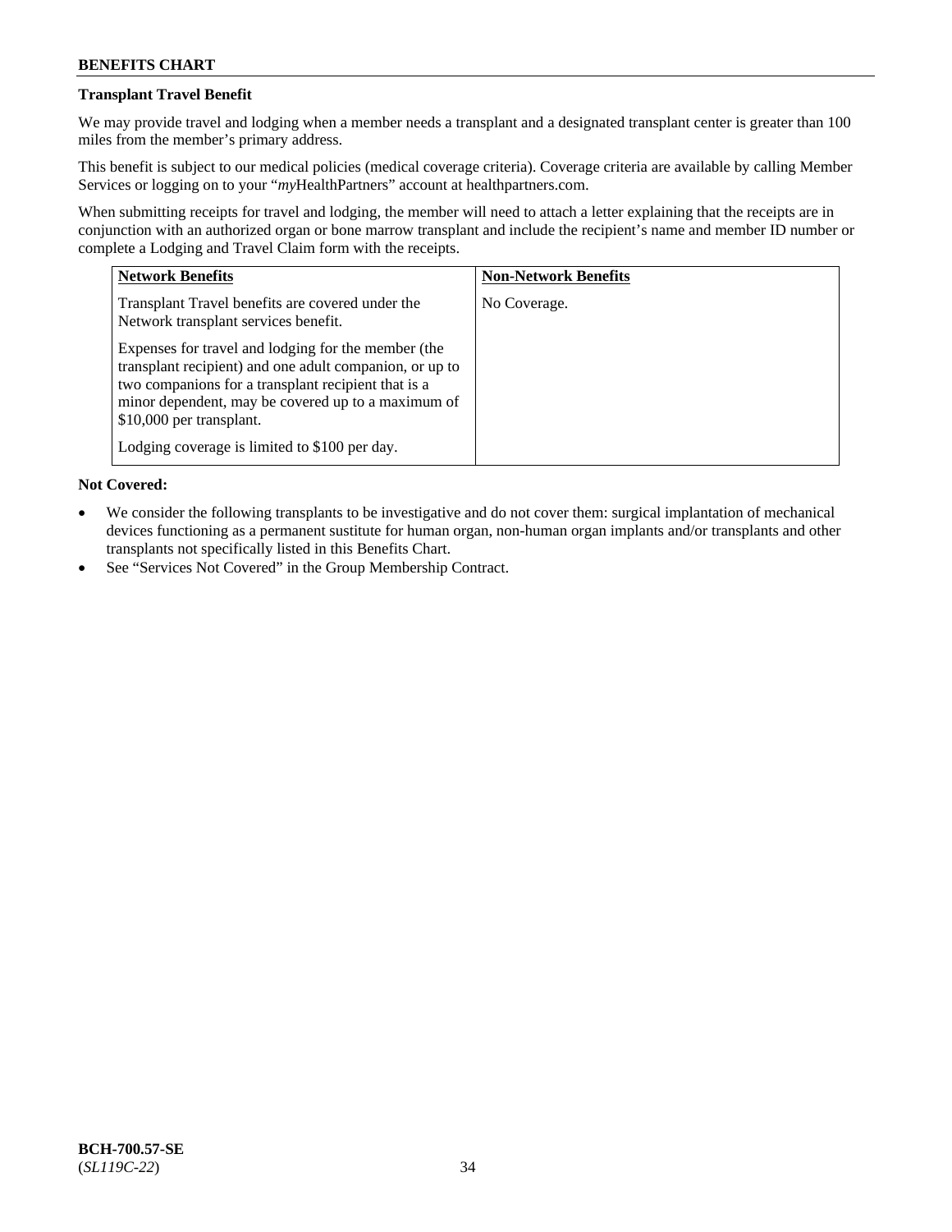### Transplant Travel Benefit

We may provide travel and lodging when a member needs a transplant and a designated transplant center is greater than 100 miles from the member's primary address.

This benefit is subject to our medical policies (medical coverage criteria). Coverage criteria are available by calling Member Services or logging on to your "*my*HealthPartners" account at healthpartners.com.

When submitting receipts for travel and lodging, the member will need to attach a letter explaining that the receipts are in conjunction with an authorized organ or bone marrow transplant and include the recipient's name and member ID number or complete a Lodging and Travel Claim form with the receipts.

| Network Benefits | Non-Network Benefits |
|---|---|
| Transplant Travel benefits are covered under the Network transplant services benefit.<br><br>Expenses for travel and lodging for the member (the transplant recipient) and one adult companion, or up to two companions for a transplant recipient that is a minor dependent, may be covered up to a maximum of $10,000 per transplant.<br><br>Lodging coverage is limited to $100 per day. | No Coverage. |

**Not Covered:**

- We consider the following transplants to be investigative and do not cover them: surgical implantation of mechanical devices functioning as a permanent sustitute for human organ, non-human organ implants and/or transplants and other transplants not specifically listed in this Benefits Chart.
- See "Services Not Covered" in the Group Membership Contract.

**BCH-700.57-SE**
(*SL119C-22*)